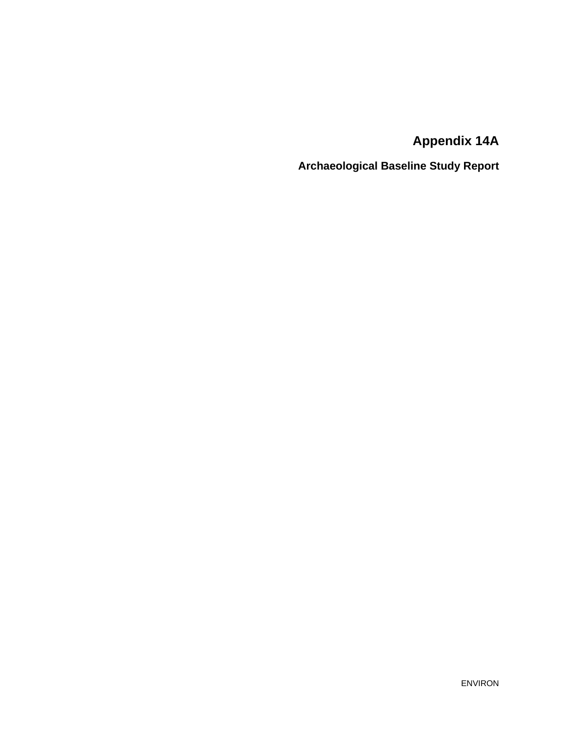# Appendix 14A

## Archaeological Baseline Study Report

ENVIRON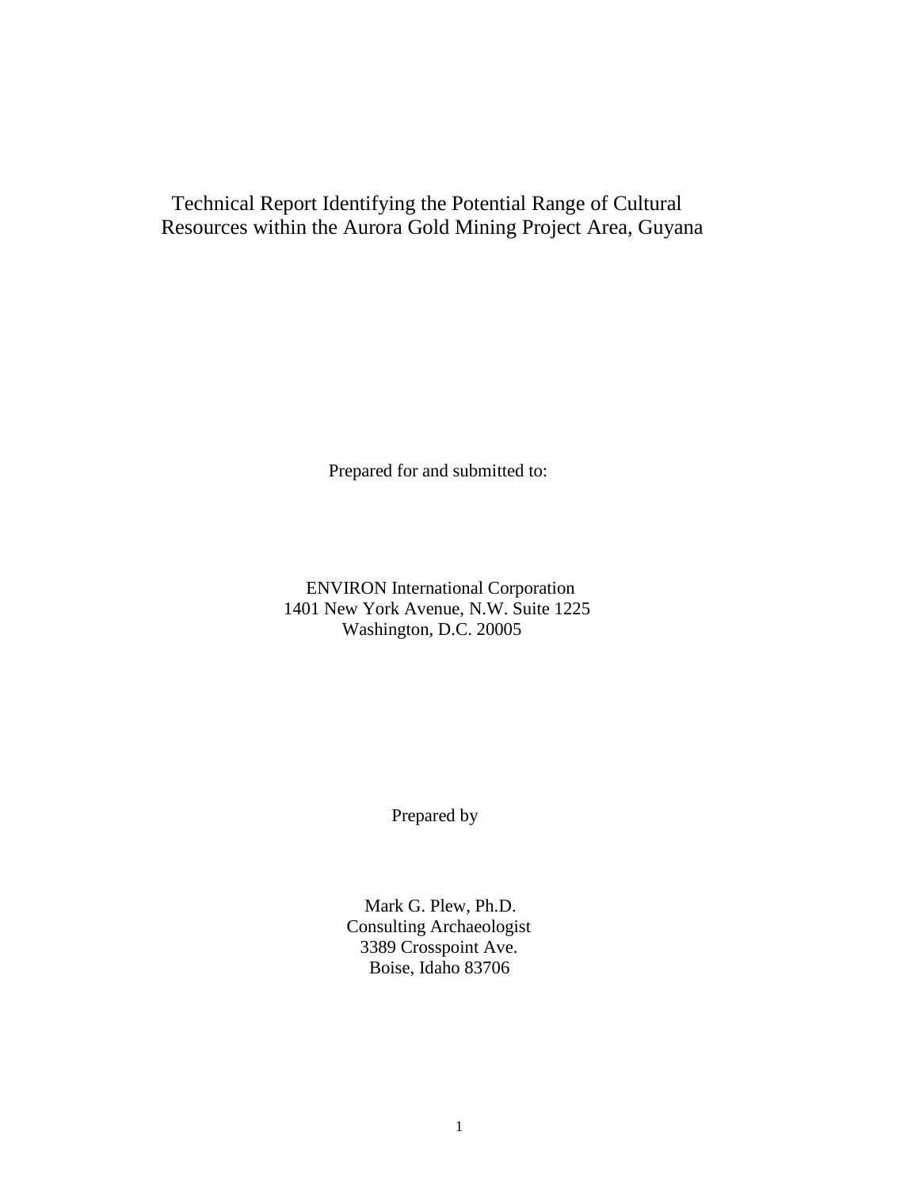# Technical Report Identifying the Potential Range of Cultural Resources within the Aurora Gold Mining Project Area, Guyana

Prepared for and submitted to:

ENVIRON International Corporation
1401 New York Avenue, N.W. Suite 1225
Washington, D.C. 20005

Prepared by

Mark G. Plew, Ph.D.
Consulting Archaeologist
3389 Crosspoint Ave.
Boise, Idaho 83706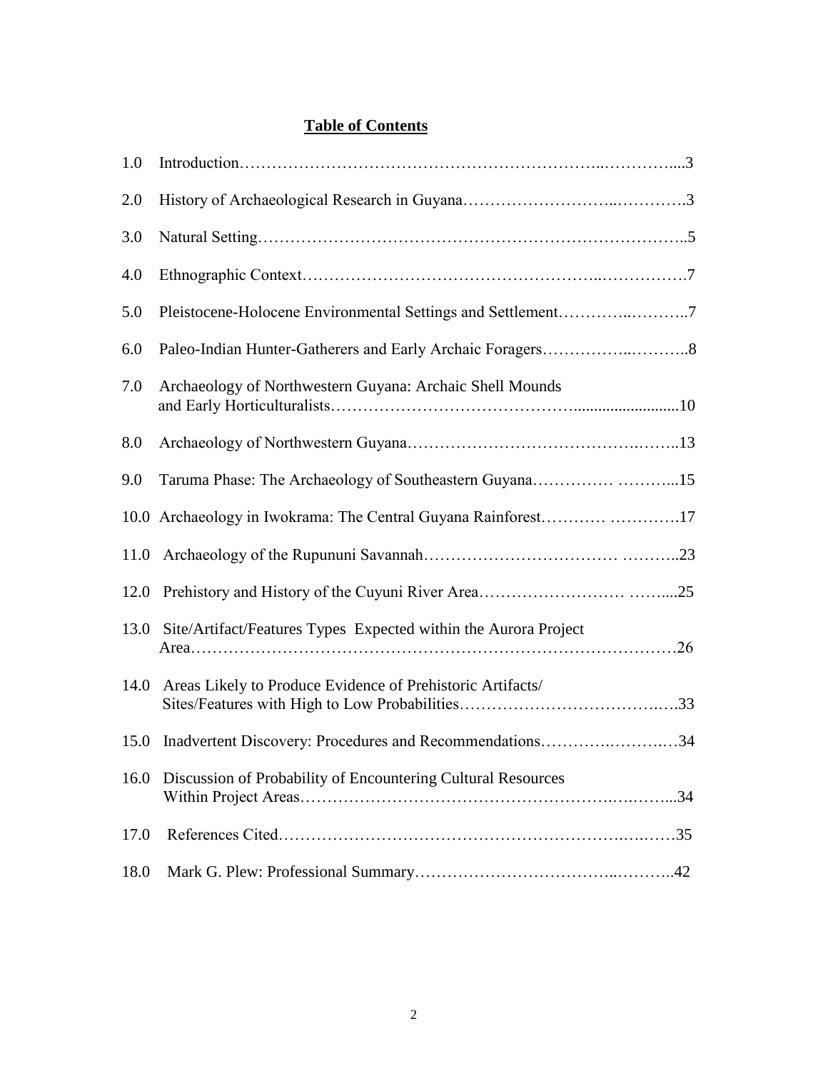## Table of Contents

| | | |
|---|---|---|
| 1.0 | Introduction | 3 |
| 2.0 | History of Archaeological Research in Guyana | 3 |
| 3.0 | Natural Setting | 5 |
| 4.0 | Ethnographic Context | 7 |
| 5.0 | Pleistocene-Holocene Environmental Settings and Settlement | 7 |
| 6.0 | Paleo-Indian Hunter-Gatherers and Early Archaic Foragers | 8 |
| 7.0 | Archaeology of Northwestern Guyana: Archaic Shell Mounds and Early Horticulturalists | 10 |
| 8.0 | Archaeology of Northwestern Guyana | 13 |
| 9.0 | Taruma Phase: The Archaeology of Southeastern Guyana | 15 |
| 10.0 | Archaeology in Iwokrama: The Central Guyana Rainforest | 17 |
| 11.0 | Archaeology of the Rupununi Savannah | 23 |
| 12.0 | Prehistory and History of the Cuyuni River Area | 25 |
| 13.0 | Site/Artifact/Features Types Expected within the Aurora Project Area | 26 |
| 14.0 | Areas Likely to Produce Evidence of Prehistoric Artifacts/ Sites/Features with High to Low Probabilities | 33 |
| 15.0 | Inadvertent Discovery: Procedures and Recommendations | 34 |
| 16.0 | Discussion of Probability of Encountering Cultural Resources Within Project Areas | 34 |
| 17.0 | References Cited | 35 |
| 18.0 | Mark G. Plew: Professional Summary | 42 |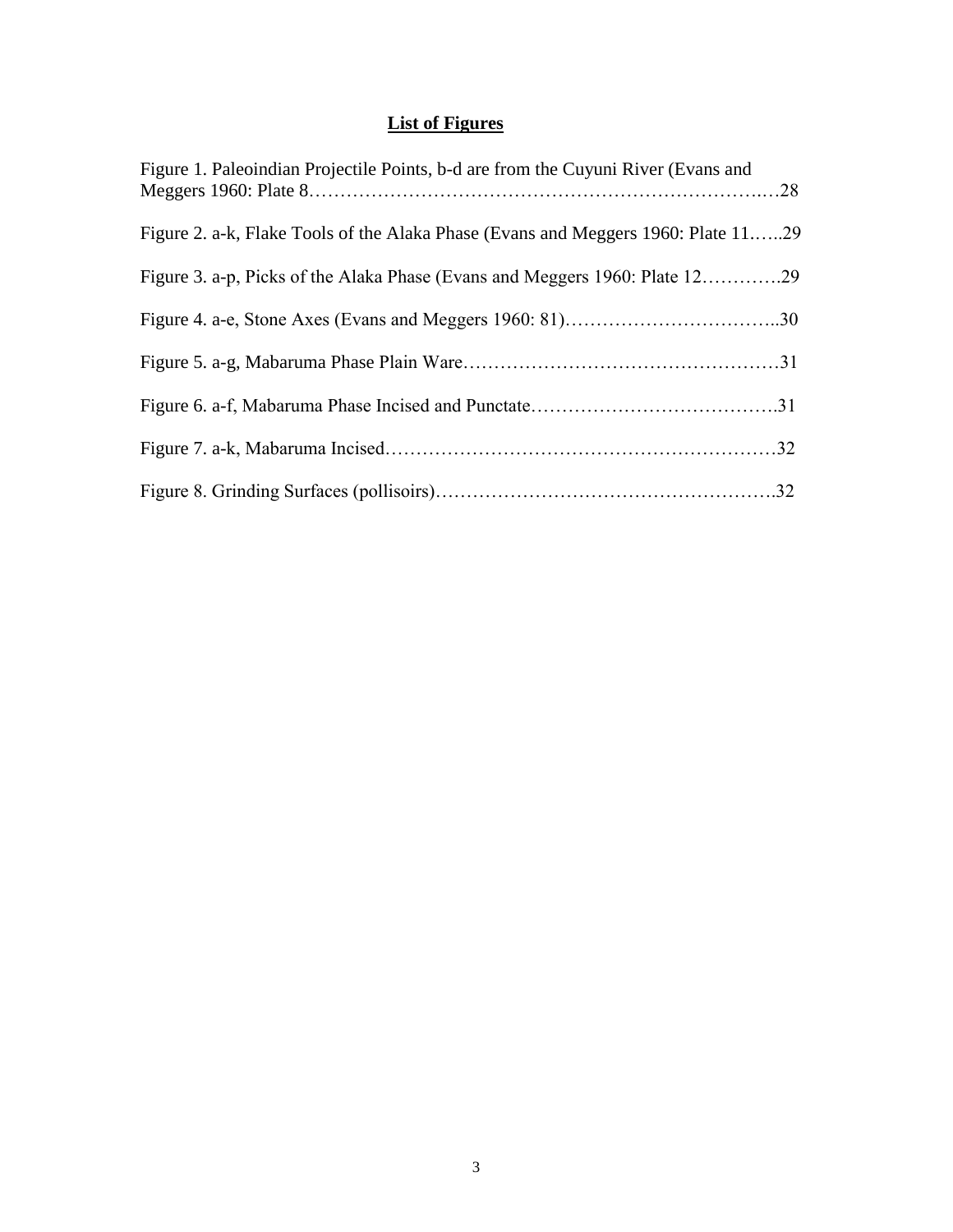## List of Figures

Figure 1. Paleoindian Projectile Points, b-d are from the Cuyuni River (Evans and Meggers 1960: Plate 8………………………………………………………….…28

Figure 2. a-k, Flake Tools of the Alaka Phase (Evans and Meggers 1960: Plate 11.…..29

Figure 3. a-p, Picks of the Alaka Phase (Evans and Meggers 1960: Plate 12………….29

Figure 4. a-e, Stone Axes (Evans and Meggers 1960: 81)……………………….……..30

Figure 5. a-g, Mabaruma Phase Plain Ware……………………………………………31

Figure 6. a-f, Mabaruma Phase Incised and Punctate………………………………….31

Figure 7. a-k, Mabaruma Incised………………………………………………………32

Figure 8. Grinding Surfaces (pollisoirs)……………………………………………….32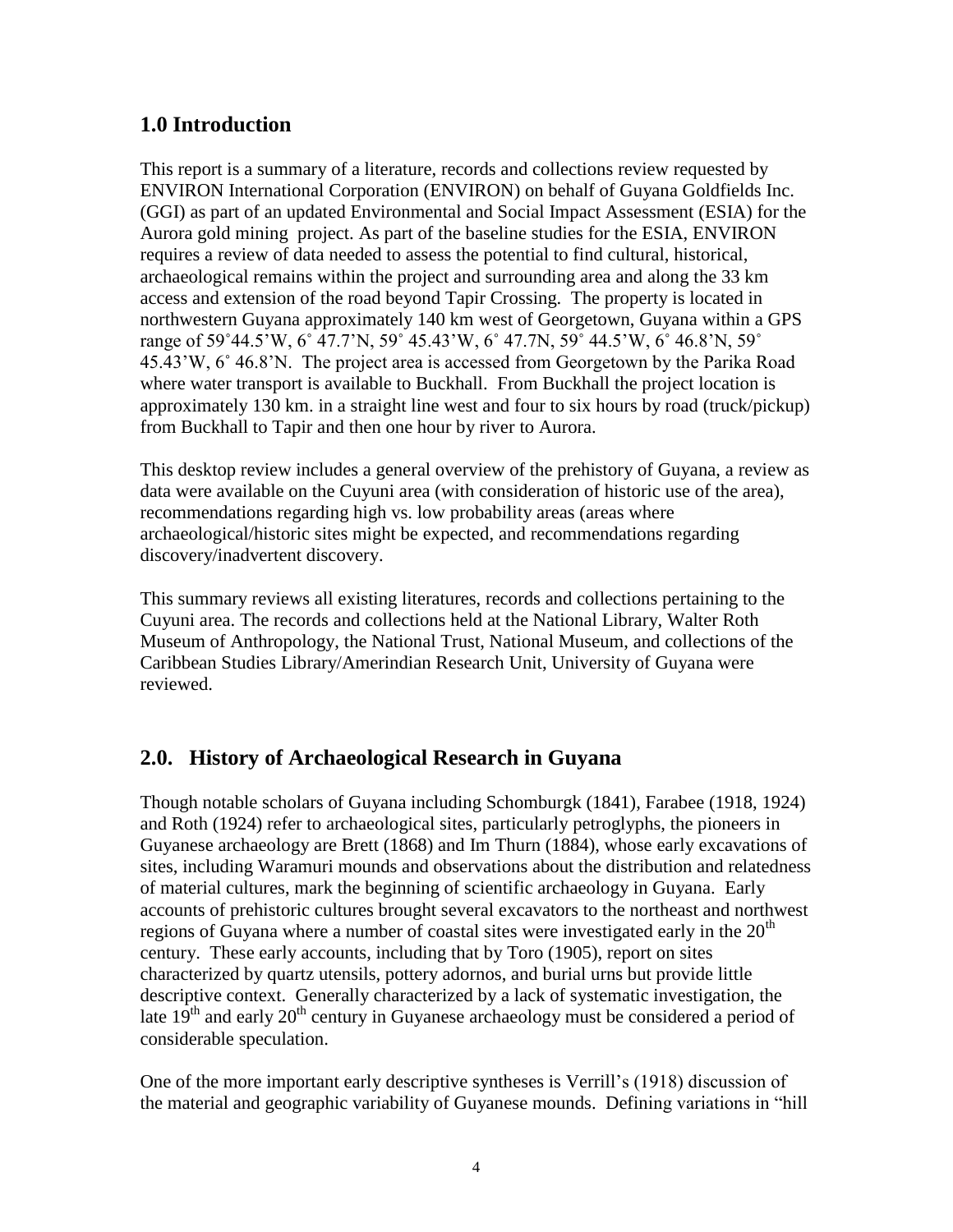## 1.0 Introduction

This report is a summary of a literature, records and collections review requested by ENVIRON International Corporation (ENVIRON) on behalf of Guyana Goldfields Inc. (GGI) as part of an updated Environmental and Social Impact Assessment (ESIA) for the Aurora gold mining project. As part of the baseline studies for the ESIA, ENVIRON requires a review of data needed to assess the potential to find cultural, historical, archaeological remains within the project and surrounding area and along the 33 km access and extension of the road beyond Tapir Crossing. The property is located in northwestern Guyana approximately 140 km west of Georgetown, Guyana within a GPS range of 59˚44.5'W, 6˚ 47.7'N, 59˚ 45.43'W, 6˚ 47.7N, 59˚ 44.5'W, 6˚ 46.8'N, 59˚ 45.43'W, 6˚ 46.8'N. The project area is accessed from Georgetown by the Parika Road where water transport is available to Buckhall. From Buckhall the project location is approximately 130 km. in a straight line west and four to six hours by road (truck/pickup) from Buckhall to Tapir and then one hour by river to Aurora.

This desktop review includes a general overview of the prehistory of Guyana, a review as data were available on the Cuyuni area (with consideration of historic use of the area), recommendations regarding high vs. low probability areas (areas where archaeological/historic sites might be expected, and recommendations regarding discovery/inadvertent discovery.

This summary reviews all existing literatures, records and collections pertaining to the Cuyuni area. The records and collections held at the National Library, Walter Roth Museum of Anthropology, the National Trust, National Museum, and collections of the Caribbean Studies Library/Amerindian Research Unit, University of Guyana were reviewed.

## 2.0. History of Archaeological Research in Guyana

Though notable scholars of Guyana including Schomburgk (1841), Farabee (1918, 1924) and Roth (1924) refer to archaeological sites, particularly petroglyphs, the pioneers in Guyanese archaeology are Brett (1868) and Im Thurn (1884), whose early excavations of sites, including Waramuri mounds and observations about the distribution and relatedness of material cultures, mark the beginning of scientific archaeology in Guyana. Early accounts of prehistoric cultures brought several excavators to the northeast and northwest regions of Guyana where a number of coastal sites were investigated early in the 20th century. These early accounts, including that by Toro (1905), report on sites characterized by quartz utensils, pottery adornos, and burial urns but provide little descriptive context. Generally characterized by a lack of systematic investigation, the late 19th and early 20th century in Guyanese archaeology must be considered a period of considerable speculation.

One of the more important early descriptive syntheses is Verrill's (1918) discussion of the material and geographic variability of Guyanese mounds. Defining variations in "hill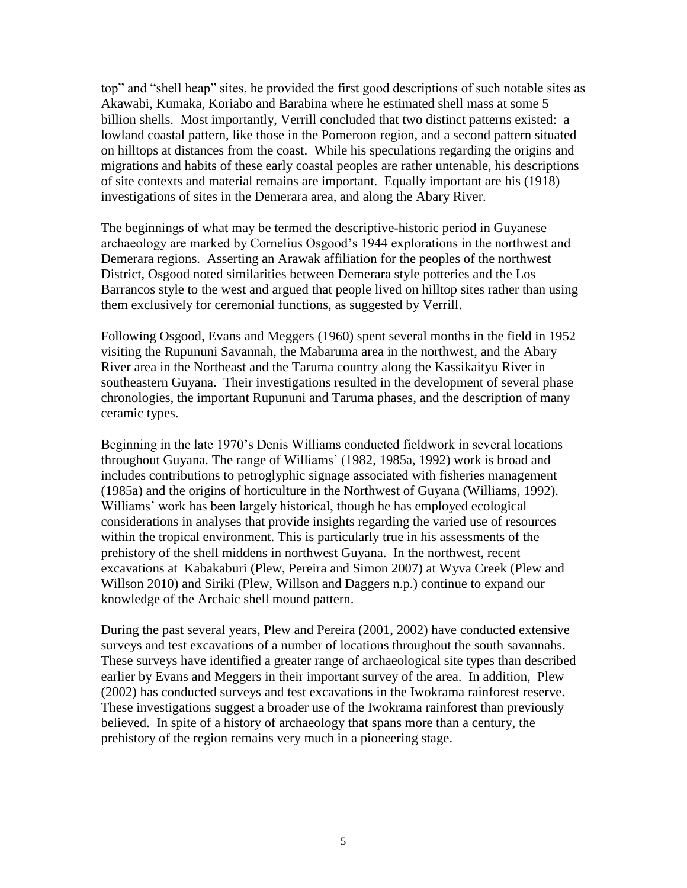top" and "shell heap" sites, he provided the first good descriptions of such notable sites as Akawabi, Kumaka, Koriabo and Barabina where he estimated shell mass at some 5 billion shells. Most importantly, Verrill concluded that two distinct patterns existed: a lowland coastal pattern, like those in the Pomeroon region, and a second pattern situated on hilltops at distances from the coast. While his speculations regarding the origins and migrations and habits of these early coastal peoples are rather untenable, his descriptions of site contexts and material remains are important. Equally important are his (1918) investigations of sites in the Demerara area, and along the Abary River.

The beginnings of what may be termed the descriptive-historic period in Guyanese archaeology are marked by Cornelius Osgood's 1944 explorations in the northwest and Demerara regions. Asserting an Arawak affiliation for the peoples of the northwest District, Osgood noted similarities between Demerara style potteries and the Los Barrancos style to the west and argued that people lived on hilltop sites rather than using them exclusively for ceremonial functions, as suggested by Verrill.

Following Osgood, Evans and Meggers (1960) spent several months in the field in 1952 visiting the Rupununi Savannah, the Mabaruma area in the northwest, and the Abary River area in the Northeast and the Taruma country along the Kassikaityu River in southeastern Guyana. Their investigations resulted in the development of several phase chronologies, the important Rupununi and Taruma phases, and the description of many ceramic types.

Beginning in the late 1970's Denis Williams conducted fieldwork in several locations throughout Guyana. The range of Williams' (1982, 1985a, 1992) work is broad and includes contributions to petroglyphic signage associated with fisheries management (1985a) and the origins of horticulture in the Northwest of Guyana (Williams, 1992). Williams' work has been largely historical, though he has employed ecological considerations in analyses that provide insights regarding the varied use of resources within the tropical environment. This is particularly true in his assessments of the prehistory of the shell middens in northwest Guyana. In the northwest, recent excavations at Kabakaburi (Plew, Pereira and Simon 2007) at Wyva Creek (Plew and Willson 2010) and Siriki (Plew, Willson and Daggers n.p.) continue to expand our knowledge of the Archaic shell mound pattern.

During the past several years, Plew and Pereira (2001, 2002) have conducted extensive surveys and test excavations of a number of locations throughout the south savannahs. These surveys have identified a greater range of archaeological site types than described earlier by Evans and Meggers in their important survey of the area. In addition, Plew (2002) has conducted surveys and test excavations in the Iwokrama rainforest reserve. These investigations suggest a broader use of the Iwokrama rainforest than previously believed. In spite of a history of archaeology that spans more than a century, the prehistory of the region remains very much in a pioneering stage.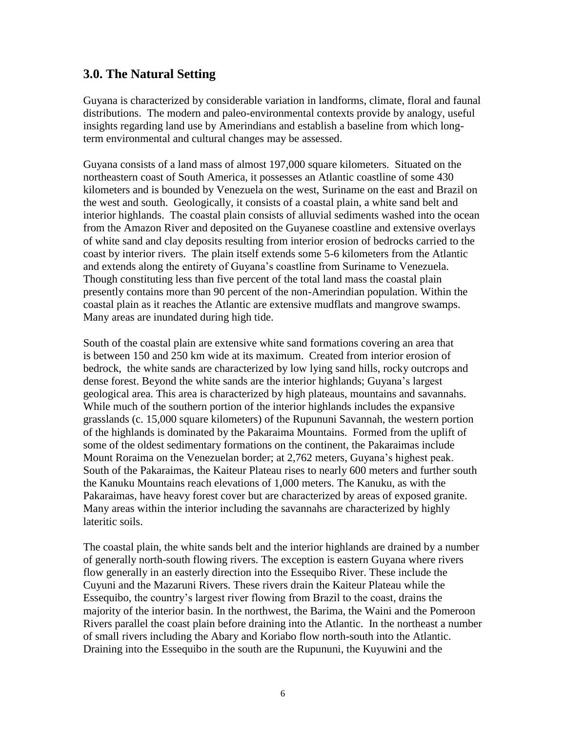## 3.0. The Natural Setting

Guyana is characterized by considerable variation in landforms, climate, floral and faunal distributions. The modern and paleo-environmental contexts provide by analogy, useful insights regarding land use by Amerindians and establish a baseline from which long-term environmental and cultural changes may be assessed.

Guyana consists of a land mass of almost 197,000 square kilometers. Situated on the northeastern coast of South America, it possesses an Atlantic coastline of some 430 kilometers and is bounded by Venezuela on the west, Suriname on the east and Brazil on the west and south. Geologically, it consists of a coastal plain, a white sand belt and interior highlands. The coastal plain consists of alluvial sediments washed into the ocean from the Amazon River and deposited on the Guyanese coastline and extensive overlays of white sand and clay deposits resulting from interior erosion of bedrocks carried to the coast by interior rivers. The plain itself extends some 5-6 kilometers from the Atlantic and extends along the entirety of Guyana's coastline from Suriname to Venezuela. Though constituting less than five percent of the total land mass the coastal plain presently contains more than 90 percent of the non-Amerindian population. Within the coastal plain as it reaches the Atlantic are extensive mudflats and mangrove swamps. Many areas are inundated during high tide.

South of the coastal plain are extensive white sand formations covering an area that is between 150 and 250 km wide at its maximum. Created from interior erosion of bedrock, the white sands are characterized by low lying sand hills, rocky outcrops and dense forest. Beyond the white sands are the interior highlands; Guyana's largest geological area. This area is characterized by high plateaus, mountains and savannahs. While much of the southern portion of the interior highlands includes the expansive grasslands (c. 15,000 square kilometers) of the Rupununi Savannah, the western portion of the highlands is dominated by the Pakaraima Mountains. Formed from the uplift of some of the oldest sedimentary formations on the continent, the Pakaraimas include Mount Roraima on the Venezuelan border; at 2,762 meters, Guyana's highest peak. South of the Pakaraimas, the Kaiteur Plateau rises to nearly 600 meters and further south the Kanuku Mountains reach elevations of 1,000 meters. The Kanuku, as with the Pakaraimas, have heavy forest cover but are characterized by areas of exposed granite. Many areas within the interior including the savannahs are characterized by highly lateritic soils.

The coastal plain, the white sands belt and the interior highlands are drained by a number of generally north-south flowing rivers. The exception is eastern Guyana where rivers flow generally in an easterly direction into the Essequibo River. These include the Cuyuni and the Mazaruni Rivers. These rivers drain the Kaiteur Plateau while the Essequibo, the country's largest river flowing from Brazil to the coast, drains the majority of the interior basin. In the northwest, the Barima, the Waini and the Pomeroon Rivers parallel the coast plain before draining into the Atlantic. In the northeast a number of small rivers including the Abary and Koriabo flow north-south into the Atlantic. Draining into the Essequibo in the south are the Rupununi, the Kuyuwini and the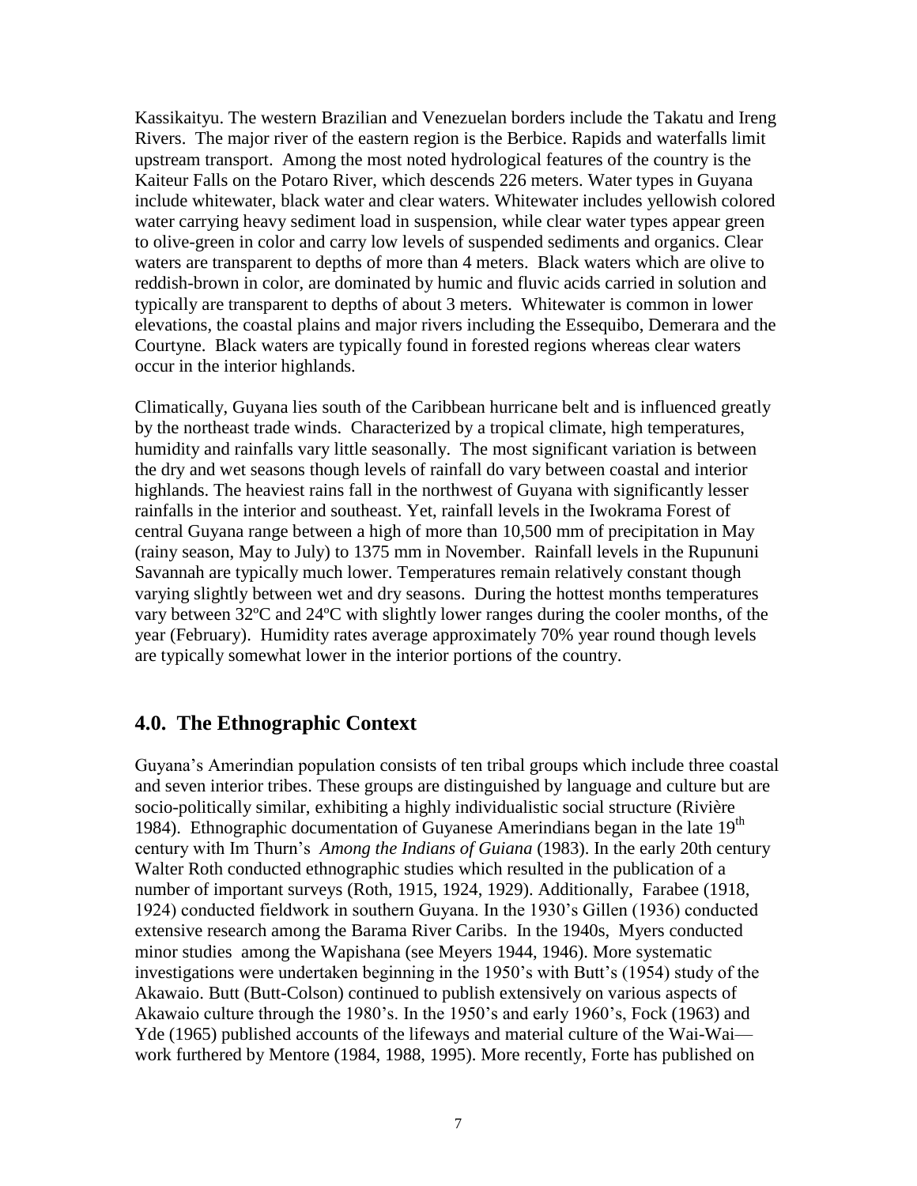Kassikaityu. The western Brazilian and Venezuelan borders include the Takatu and Ireng Rivers. The major river of the eastern region is the Berbice. Rapids and waterfalls limit upstream transport. Among the most noted hydrological features of the country is the Kaiteur Falls on the Potaro River, which descends 226 meters. Water types in Guyana include whitewater, black water and clear waters. Whitewater includes yellowish colored water carrying heavy sediment load in suspension, while clear water types appear green to olive-green in color and carry low levels of suspended sediments and organics. Clear waters are transparent to depths of more than 4 meters. Black waters which are olive to reddish-brown in color, are dominated by humic and fluvic acids carried in solution and typically are transparent to depths of about 3 meters. Whitewater is common in lower elevations, the coastal plains and major rivers including the Essequibo, Demerara and the Courtyne. Black waters are typically found in forested regions whereas clear waters occur in the interior highlands.

Climatically, Guyana lies south of the Caribbean hurricane belt and is influenced greatly by the northeast trade winds. Characterized by a tropical climate, high temperatures, humidity and rainfalls vary little seasonally. The most significant variation is between the dry and wet seasons though levels of rainfall do vary between coastal and interior highlands. The heaviest rains fall in the northwest of Guyana with significantly lesser rainfalls in the interior and southeast. Yet, rainfall levels in the Iwokrama Forest of central Guyana range between a high of more than 10,500 mm of precipitation in May (rainy season, May to July) to 1375 mm in November. Rainfall levels in the Rupununi Savannah are typically much lower. Temperatures remain relatively constant though varying slightly between wet and dry seasons. During the hottest months temperatures vary between 32ºC and 24ºC with slightly lower ranges during the cooler months, of the year (February). Humidity rates average approximately 70% year round though levels are typically somewhat lower in the interior portions of the country.

## 4.0. The Ethnographic Context

Guyana's Amerindian population consists of ten tribal groups which include three coastal and seven interior tribes. These groups are distinguished by language and culture but are socio-politically similar, exhibiting a highly individualistic social structure (Rivière 1984). Ethnographic documentation of Guyanese Amerindians began in the late 19th century with Im Thurn's *Among the Indians of Guiana* (1983). In the early 20th century Walter Roth conducted ethnographic studies which resulted in the publication of a number of important surveys (Roth, 1915, 1924, 1929). Additionally, Farabee (1918, 1924) conducted fieldwork in southern Guyana. In the 1930's Gillen (1936) conducted extensive research among the Barama River Caribs. In the 1940s, Myers conducted minor studies among the Wapishana (see Meyers 1944, 1946). More systematic investigations were undertaken beginning in the 1950's with Butt's (1954) study of the Akawaio. Butt (Butt-Colson) continued to publish extensively on various aspects of Akawaio culture through the 1980's. In the 1950's and early 1960's, Fock (1963) and Yde (1965) published accounts of the lifeways and material culture of the Wai-Wai—work furthered by Mentore (1984, 1988, 1995). More recently, Forte has published on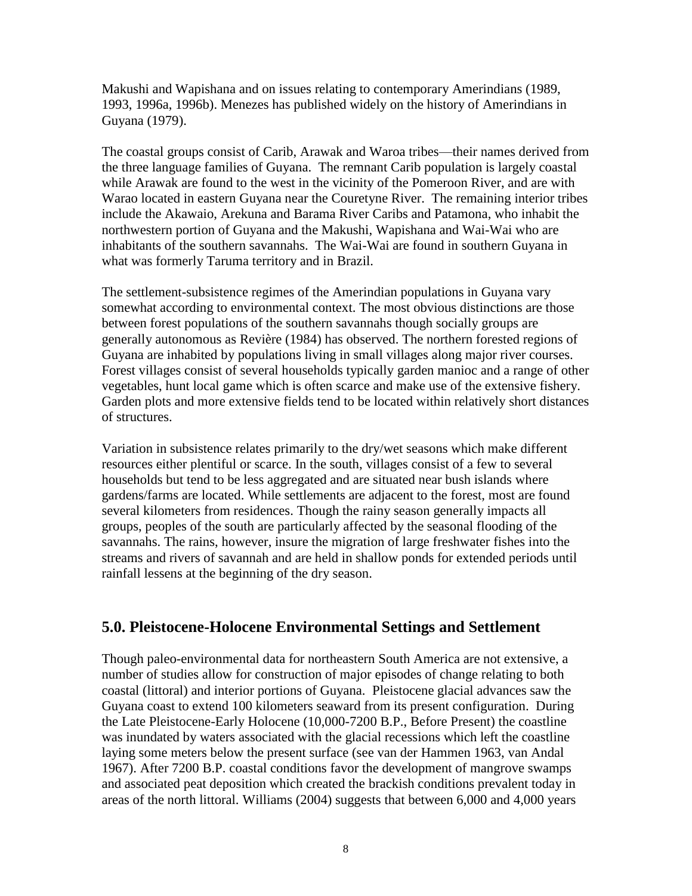Makushi and Wapishana and on issues relating to contemporary Amerindians (1989, 1993, 1996a, 1996b). Menezes has published widely on the history of Amerindians in Guyana (1979).

The coastal groups consist of Carib, Arawak and Waroa tribes—their names derived from the three language families of Guyana. The remnant Carib population is largely coastal while Arawak are found to the west in the vicinity of the Pomeroon River, and are with Warao located in eastern Guyana near the Couretyne River. The remaining interior tribes include the Akawaio, Arekuna and Barama River Caribs and Patamona, who inhabit the northwestern portion of Guyana and the Makushi, Wapishana and Wai-Wai who are inhabitants of the southern savannahs. The Wai-Wai are found in southern Guyana in what was formerly Taruma territory and in Brazil.

The settlement-subsistence regimes of the Amerindian populations in Guyana vary somewhat according to environmental context. The most obvious distinctions are those between forest populations of the southern savannahs though socially groups are generally autonomous as Revière (1984) has observed. The northern forested regions of Guyana are inhabited by populations living in small villages along major river courses. Forest villages consist of several households typically garden manioc and a range of other vegetables, hunt local game which is often scarce and make use of the extensive fishery. Garden plots and more extensive fields tend to be located within relatively short distances of structures.

Variation in subsistence relates primarily to the dry/wet seasons which make different resources either plentiful or scarce. In the south, villages consist of a few to several households but tend to be less aggregated and are situated near bush islands where gardens/farms are located. While settlements are adjacent to the forest, most are found several kilometers from residences. Though the rainy season generally impacts all groups, peoples of the south are particularly affected by the seasonal flooding of the savannahs. The rains, however, insure the migration of large freshwater fishes into the streams and rivers of savannah and are held in shallow ponds for extended periods until rainfall lessens at the beginning of the dry season.

## 5.0. Pleistocene-Holocene Environmental Settings and Settlement

Though paleo-environmental data for northeastern South America are not extensive, a number of studies allow for construction of major episodes of change relating to both coastal (littoral) and interior portions of Guyana. Pleistocene glacial advances saw the Guyana coast to extend 100 kilometers seaward from its present configuration. During the Late Pleistocene-Early Holocene (10,000-7200 B.P., Before Present) the coastline was inundated by waters associated with the glacial recessions which left the coastline laying some meters below the present surface (see van der Hammen 1963, van Andal 1967). After 7200 B.P. coastal conditions favor the development of mangrove swamps and associated peat deposition which created the brackish conditions prevalent today in areas of the north littoral. Williams (2004) suggests that between 6,000 and 4,000 years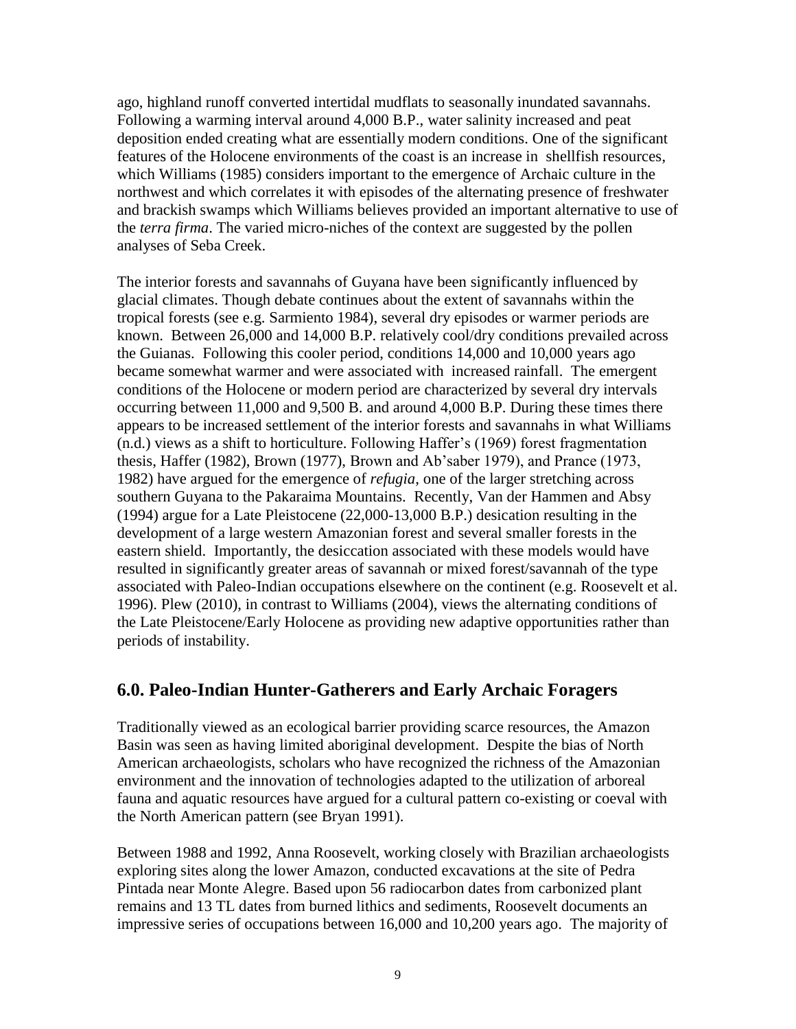ago, highland runoff converted intertidal mudflats to seasonally inundated savannahs. Following a warming interval around 4,000 B.P., water salinity increased and peat deposition ended creating what are essentially modern conditions. One of the significant features of the Holocene environments of the coast is an increase in shellfish resources, which Williams (1985) considers important to the emergence of Archaic culture in the northwest and which correlates it with episodes of the alternating presence of freshwater and brackish swamps which Williams believes provided an important alternative to use of the *terra firma*. The varied micro-niches of the context are suggested by the pollen analyses of Seba Creek.

The interior forests and savannahs of Guyana have been significantly influenced by glacial climates. Though debate continues about the extent of savannahs within the tropical forests (see e.g. Sarmiento 1984), several dry episodes or warmer periods are known. Between 26,000 and 14,000 B.P. relatively cool/dry conditions prevailed across the Guianas. Following this cooler period, conditions 14,000 and 10,000 years ago became somewhat warmer and were associated with increased rainfall. The emergent conditions of the Holocene or modern period are characterized by several dry intervals occurring between 11,000 and 9,500 B. and around 4,000 B.P. During these times there appears to be increased settlement of the interior forests and savannahs in what Williams (n.d.) views as a shift to horticulture. Following Haffer's (1969) forest fragmentation thesis, Haffer (1982), Brown (1977), Brown and Ab'saber 1979), and Prance (1973, 1982) have argued for the emergence of *refugia*, one of the larger stretching across southern Guyana to the Pakaraima Mountains. Recently, Van der Hammen and Absy (1994) argue for a Late Pleistocene (22,000-13,000 B.P.) desication resulting in the development of a large western Amazonian forest and several smaller forests in the eastern shield. Importantly, the desiccation associated with these models would have resulted in significantly greater areas of savannah or mixed forest/savannah of the type associated with Paleo-Indian occupations elsewhere on the continent (e.g. Roosevelt et al. 1996). Plew (2010), in contrast to Williams (2004), views the alternating conditions of the Late Pleistocene/Early Holocene as providing new adaptive opportunities rather than periods of instability.

## 6.0. Paleo-Indian Hunter-Gatherers and Early Archaic Foragers

Traditionally viewed as an ecological barrier providing scarce resources, the Amazon Basin was seen as having limited aboriginal development. Despite the bias of North American archaeologists, scholars who have recognized the richness of the Amazonian environment and the innovation of technologies adapted to the utilization of arboreal fauna and aquatic resources have argued for a cultural pattern co-existing or coeval with the North American pattern (see Bryan 1991).

Between 1988 and 1992, Anna Roosevelt, working closely with Brazilian archaeologists exploring sites along the lower Amazon, conducted excavations at the site of Pedra Pintada near Monte Alegre. Based upon 56 radiocarbon dates from carbonized plant remains and 13 TL dates from burned lithics and sediments, Roosevelt documents an impressive series of occupations between 16,000 and 10,200 years ago. The majority of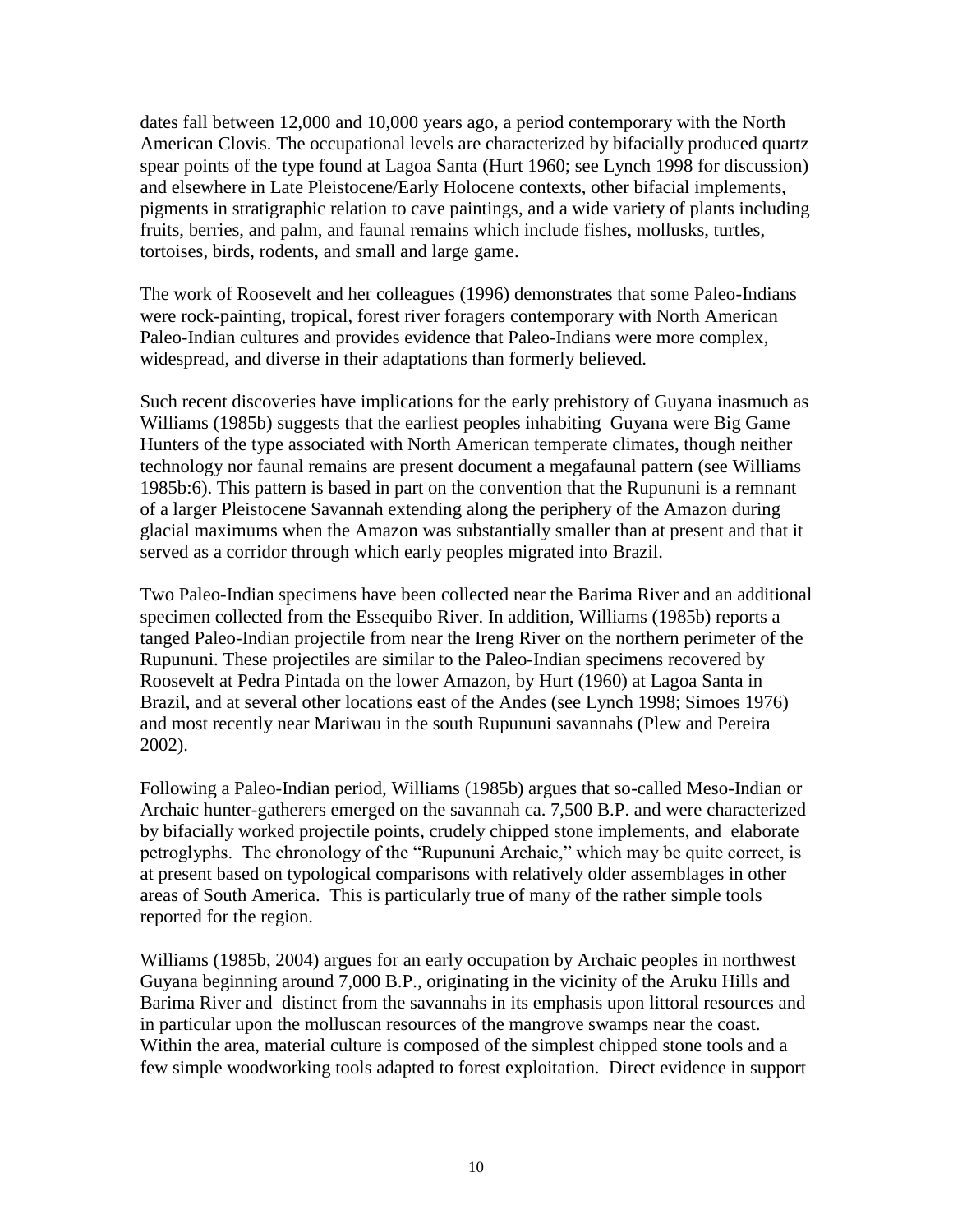dates fall between 12,000 and 10,000 years ago, a period contemporary with the North American Clovis. The occupational levels are characterized by bifacially produced quartz spear points of the type found at Lagoa Santa (Hurt 1960; see Lynch 1998 for discussion) and elsewhere in Late Pleistocene/Early Holocene contexts, other bifacial implements, pigments in stratigraphic relation to cave paintings, and a wide variety of plants including fruits, berries, and palm, and faunal remains which include fishes, mollusks, turtles, tortoises, birds, rodents, and small and large game.

The work of Roosevelt and her colleagues (1996) demonstrates that some Paleo-Indians were rock-painting, tropical, forest river foragers contemporary with North American Paleo-Indian cultures and provides evidence that Paleo-Indians were more complex, widespread, and diverse in their adaptations than formerly believed.

Such recent discoveries have implications for the early prehistory of Guyana inasmuch as Williams (1985b) suggests that the earliest peoples inhabiting Guyana were Big Game Hunters of the type associated with North American temperate climates, though neither technology nor faunal remains are present document a megafaunal pattern (see Williams 1985b:6). This pattern is based in part on the convention that the Rupununi is a remnant of a larger Pleistocene Savannah extending along the periphery of the Amazon during glacial maximums when the Amazon was substantially smaller than at present and that it served as a corridor through which early peoples migrated into Brazil.

Two Paleo-Indian specimens have been collected near the Barima River and an additional specimen collected from the Essequibo River. In addition, Williams (1985b) reports a tanged Paleo-Indian projectile from near the Ireng River on the northern perimeter of the Rupununi. These projectiles are similar to the Paleo-Indian specimens recovered by Roosevelt at Pedra Pintada on the lower Amazon, by Hurt (1960) at Lagoa Santa in Brazil, and at several other locations east of the Andes (see Lynch 1998; Simoes 1976) and most recently near Mariwau in the south Rupununi savannahs (Plew and Pereira 2002).

Following a Paleo-Indian period, Williams (1985b) argues that so-called Meso-Indian or Archaic hunter-gatherers emerged on the savannah ca. 7,500 B.P. and were characterized by bifacially worked projectile points, crudely chipped stone implements, and elaborate petroglyphs. The chronology of the "Rupununi Archaic," which may be quite correct, is at present based on typological comparisons with relatively older assemblages in other areas of South America. This is particularly true of many of the rather simple tools reported for the region.

Williams (1985b, 2004) argues for an early occupation by Archaic peoples in northwest Guyana beginning around 7,000 B.P., originating in the vicinity of the Aruku Hills and Barima River and distinct from the savannahs in its emphasis upon littoral resources and in particular upon the molluscan resources of the mangrove swamps near the coast. Within the area, material culture is composed of the simplest chipped stone tools and a few simple woodworking tools adapted to forest exploitation. Direct evidence in support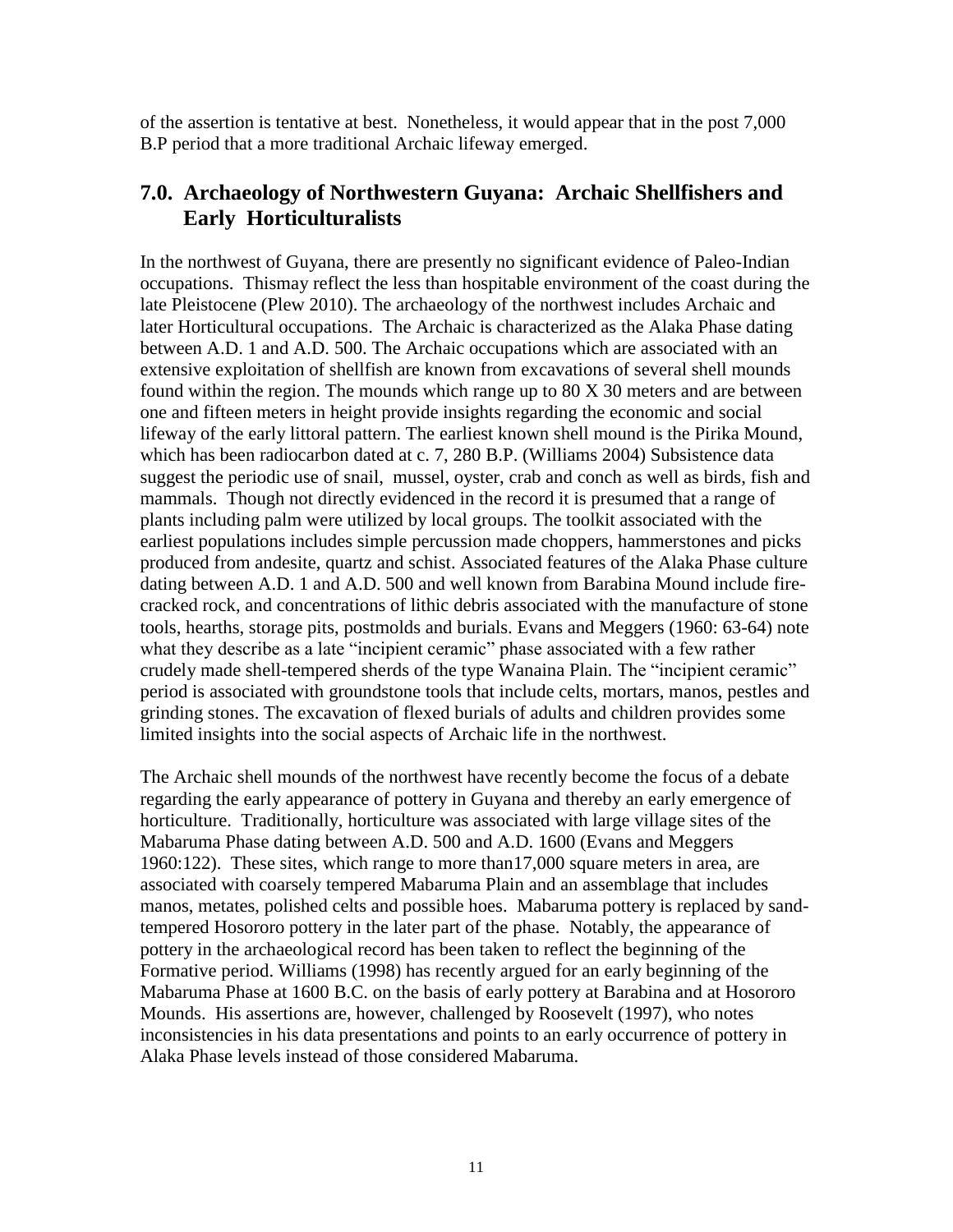of the assertion is tentative at best. Nonetheless, it would appear that in the post 7,000 B.P period that a more traditional Archaic lifeway emerged.

## 7.0. Archaeology of Northwestern Guyana: Archaic Shellfishers and Early Horticulturalists

In the northwest of Guyana, there are presently no significant evidence of Paleo-Indian occupations. Thismay reflect the less than hospitable environment of the coast during the late Pleistocene (Plew 2010). The archaeology of the northwest includes Archaic and later Horticultural occupations. The Archaic is characterized as the Alaka Phase dating between A.D. 1 and A.D. 500. The Archaic occupations which are associated with an extensive exploitation of shellfish are known from excavations of several shell mounds found within the region. The mounds which range up to 80 X 30 meters and are between one and fifteen meters in height provide insights regarding the economic and social lifeway of the early littoral pattern. The earliest known shell mound is the Pirika Mound, which has been radiocarbon dated at c. 7, 280 B.P. (Williams 2004) Subsistence data suggest the periodic use of snail, mussel, oyster, crab and conch as well as birds, fish and mammals. Though not directly evidenced in the record it is presumed that a range of plants including palm were utilized by local groups. The toolkit associated with the earliest populations includes simple percussion made choppers, hammerstones and picks produced from andesite, quartz and schist. Associated features of the Alaka Phase culture dating between A.D. 1 and A.D. 500 and well known from Barabina Mound include fire-cracked rock, and concentrations of lithic debris associated with the manufacture of stone tools, hearths, storage pits, postmolds and burials. Evans and Meggers (1960: 63-64) note what they describe as a late "incipient ceramic" phase associated with a few rather crudely made shell-tempered sherds of the type Wanaina Plain. The "incipient ceramic" period is associated with groundstone tools that include celts, mortars, manos, pestles and grinding stones. The excavation of flexed burials of adults and children provides some limited insights into the social aspects of Archaic life in the northwest.

The Archaic shell mounds of the northwest have recently become the focus of a debate regarding the early appearance of pottery in Guyana and thereby an early emergence of horticulture. Traditionally, horticulture was associated with large village sites of the Mabaruma Phase dating between A.D. 500 and A.D. 1600 (Evans and Meggers 1960:122). These sites, which range to more than17,000 square meters in area, are associated with coarsely tempered Mabaruma Plain and an assemblage that includes manos, metates, polished celts and possible hoes. Mabaruma pottery is replaced by sand-tempered Hosororo pottery in the later part of the phase. Notably, the appearance of pottery in the archaeological record has been taken to reflect the beginning of the Formative period. Williams (1998) has recently argued for an early beginning of the Mabaruma Phase at 1600 B.C. on the basis of early pottery at Barabina and at Hosororo Mounds. His assertions are, however, challenged by Roosevelt (1997), who notes inconsistencies in his data presentations and points to an early occurrence of pottery in Alaka Phase levels instead of those considered Mabaruma.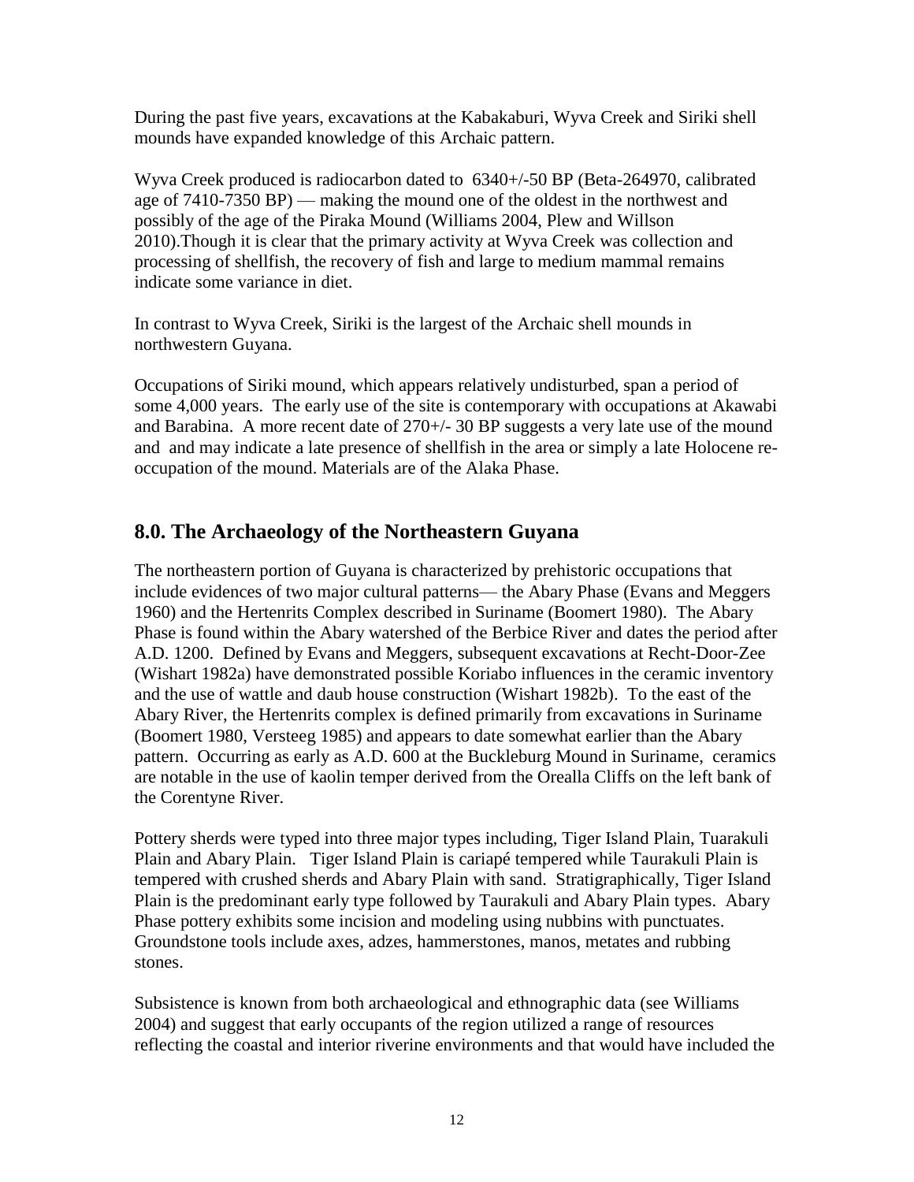During the past five years, excavations at the Kabakaburi, Wyva Creek and Siriki shell mounds have expanded knowledge of this Archaic pattern.

Wyva Creek produced is radiocarbon dated to 6340+/-50 BP (Beta-264970, calibrated age of 7410-7350 BP) — making the mound one of the oldest in the northwest and possibly of the age of the Piraka Mound (Williams 2004, Plew and Willson 2010).Though it is clear that the primary activity at Wyva Creek was collection and processing of shellfish, the recovery of fish and large to medium mammal remains indicate some variance in diet.

In contrast to Wyva Creek, Siriki is the largest of the Archaic shell mounds in northwestern Guyana.

Occupations of Siriki mound, which appears relatively undisturbed, span a period of some 4,000 years. The early use of the site is contemporary with occupations at Akawabi and Barabina. A more recent date of 270+/- 30 BP suggests a very late use of the mound and and may indicate a late presence of shellfish in the area or simply a late Holocene re-occupation of the mound. Materials are of the Alaka Phase.

## 8.0. The Archaeology of the Northeastern Guyana

The northeastern portion of Guyana is characterized by prehistoric occupations that include evidences of two major cultural patterns— the Abary Phase (Evans and Meggers 1960) and the Hertenrits Complex described in Suriname (Boomert 1980). The Abary Phase is found within the Abary watershed of the Berbice River and dates the period after A.D. 1200. Defined by Evans and Meggers, subsequent excavations at Recht-Door-Zee (Wishart 1982a) have demonstrated possible Koriabo influences in the ceramic inventory and the use of wattle and daub house construction (Wishart 1982b). To the east of the Abary River, the Hertenrits complex is defined primarily from excavations in Suriname (Boomert 1980, Versteeg 1985) and appears to date somewhat earlier than the Abary pattern. Occurring as early as A.D. 600 at the Buckleburg Mound in Suriname, ceramics are notable in the use of kaolin temper derived from the Orealla Cliffs on the left bank of the Corentyne River.

Pottery sherds were typed into three major types including, Tiger Island Plain, Tuarakuli Plain and Abary Plain. Tiger Island Plain is cariapé tempered while Taurakuli Plain is tempered with crushed sherds and Abary Plain with sand. Stratigraphically, Tiger Island Plain is the predominant early type followed by Taurakuli and Abary Plain types. Abary Phase pottery exhibits some incision and modeling using nubbins with punctuates. Groundstone tools include axes, adzes, hammerstones, manos, metates and rubbing stones.

Subsistence is known from both archaeological and ethnographic data (see Williams 2004) and suggest that early occupants of the region utilized a range of resources reflecting the coastal and interior riverine environments and that would have included the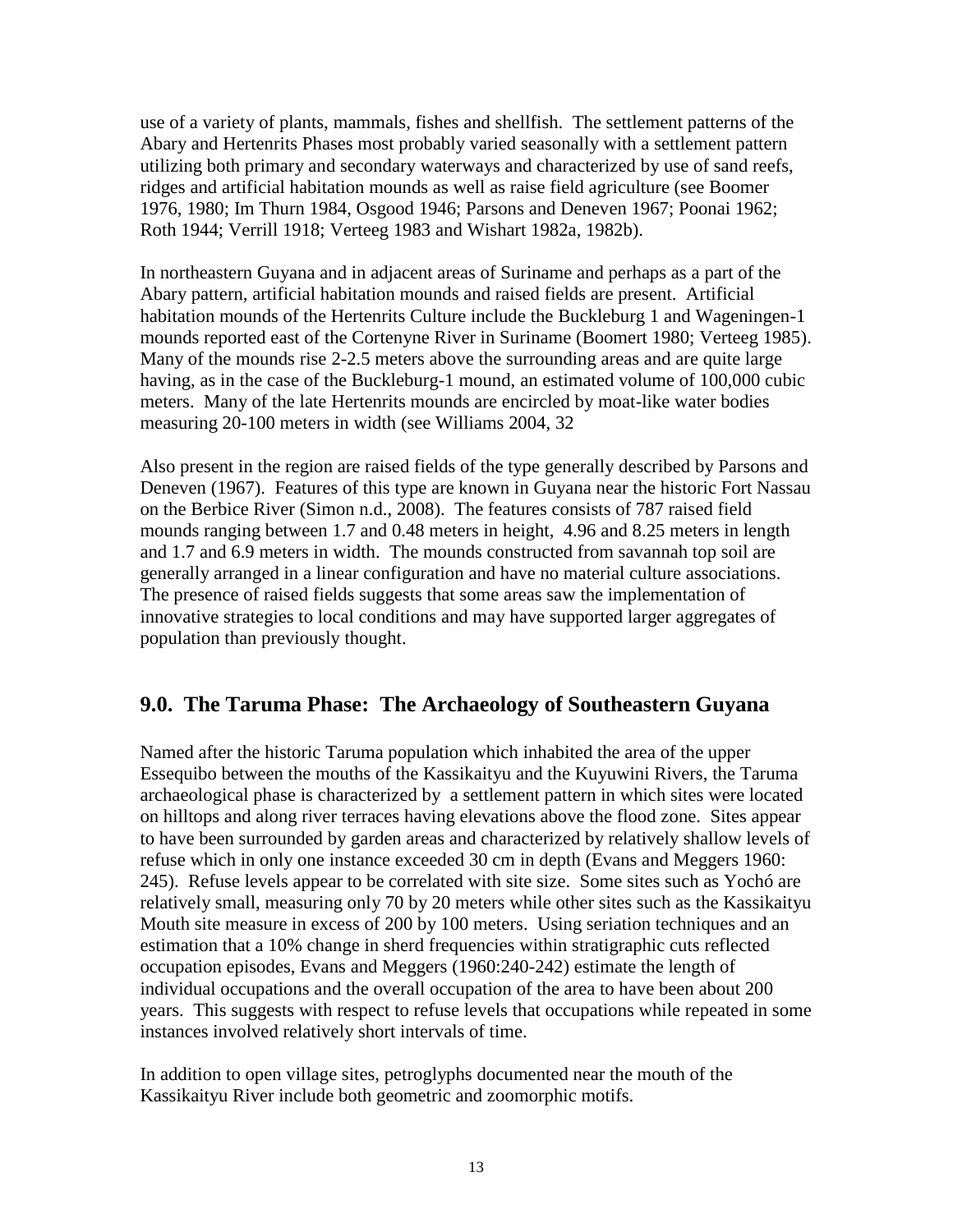use of a variety of plants, mammals, fishes and shellfish. The settlement patterns of the Abary and Hertenrits Phases most probably varied seasonally with a settlement pattern utilizing both primary and secondary waterways and characterized by use of sand reefs, ridges and artificial habitation mounds as well as raise field agriculture (see Boomer 1976, 1980; Im Thurn 1984, Osgood 1946; Parsons and Deneven 1967; Poonai 1962; Roth 1944; Verrill 1918; Verteeg 1983 and Wishart 1982a, 1982b).

In northeastern Guyana and in adjacent areas of Suriname and perhaps as a part of the Abary pattern, artificial habitation mounds and raised fields are present. Artificial habitation mounds of the Hertenrits Culture include the Buckleburg 1 and Wageningen-1 mounds reported east of the Cortenyne River in Suriname (Boomert 1980; Verteeg 1985). Many of the mounds rise 2-2.5 meters above the surrounding areas and are quite large having, as in the case of the Buckleburg-1 mound, an estimated volume of 100,000 cubic meters. Many of the late Hertenrits mounds are encircled by moat-like water bodies measuring 20-100 meters in width (see Williams 2004, 32

Also present in the region are raised fields of the type generally described by Parsons and Deneven (1967). Features of this type are known in Guyana near the historic Fort Nassau on the Berbice River (Simon n.d., 2008). The features consists of 787 raised field mounds ranging between 1.7 and 0.48 meters in height, 4.96 and 8.25 meters in length and 1.7 and 6.9 meters in width. The mounds constructed from savannah top soil are generally arranged in a linear configuration and have no material culture associations. The presence of raised fields suggests that some areas saw the implementation of innovative strategies to local conditions and may have supported larger aggregates of population than previously thought.

## 9.0. The Taruma Phase: The Archaeology of Southeastern Guyana

Named after the historic Taruma population which inhabited the area of the upper Essequibo between the mouths of the Kassikaityu and the Kuyuwini Rivers, the Taruma archaeological phase is characterized by a settlement pattern in which sites were located on hilltops and along river terraces having elevations above the flood zone. Sites appear to have been surrounded by garden areas and characterized by relatively shallow levels of refuse which in only one instance exceeded 30 cm in depth (Evans and Meggers 1960: 245). Refuse levels appear to be correlated with site size. Some sites such as Yochó are relatively small, measuring only 70 by 20 meters while other sites such as the Kassikaityu Mouth site measure in excess of 200 by 100 meters. Using seriation techniques and an estimation that a 10% change in sherd frequencies within stratigraphic cuts reflected occupation episodes, Evans and Meggers (1960:240-242) estimate the length of individual occupations and the overall occupation of the area to have been about 200 years. This suggests with respect to refuse levels that occupations while repeated in some instances involved relatively short intervals of time.

In addition to open village sites, petroglyphs documented near the mouth of the Kassikaityu River include both geometric and zoomorphic motifs.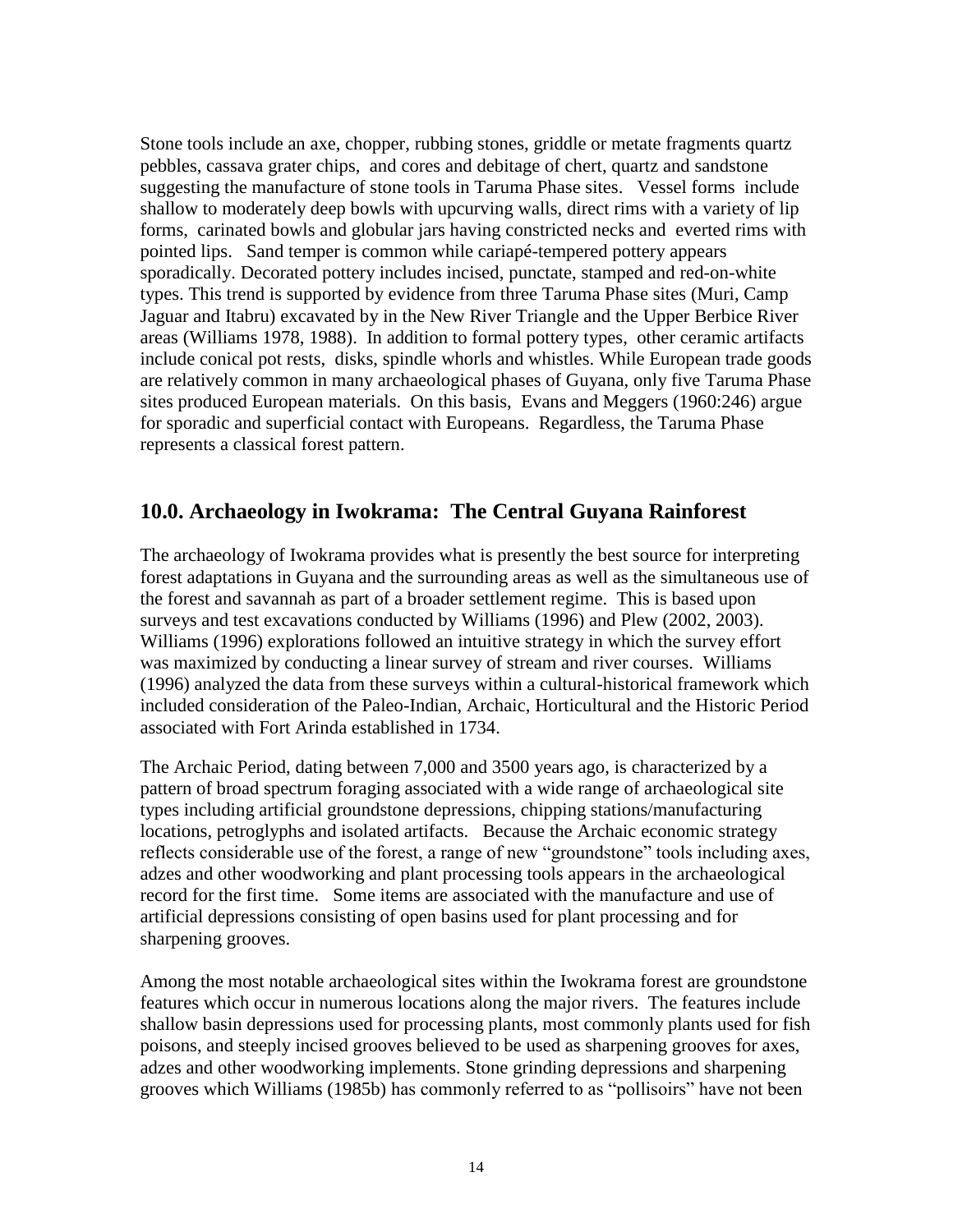Stone tools include an axe, chopper, rubbing stones, griddle or metate fragments quartz pebbles, cassava grater chips, and cores and debitage of chert, quartz and sandstone suggesting the manufacture of stone tools in Taruma Phase sites. Vessel forms include shallow to moderately deep bowls with upcurving walls, direct rims with a variety of lip forms, carinated bowls and globular jars having constricted necks and everted rims with pointed lips. Sand temper is common while cariapé-tempered pottery appears sporadically. Decorated pottery includes incised, punctate, stamped and red-on-white types. This trend is supported by evidence from three Taruma Phase sites (Muri, Camp Jaguar and Itabru) excavated by in the New River Triangle and the Upper Berbice River areas (Williams 1978, 1988). In addition to formal pottery types, other ceramic artifacts include conical pot rests, disks, spindle whorls and whistles. While European trade goods are relatively common in many archaeological phases of Guyana, only five Taruma Phase sites produced European materials. On this basis, Evans and Meggers (1960:246) argue for sporadic and superficial contact with Europeans. Regardless, the Taruma Phase represents a classical forest pattern.

## 10.0. Archaeology in Iwokrama: The Central Guyana Rainforest

The archaeology of Iwokrama provides what is presently the best source for interpreting forest adaptations in Guyana and the surrounding areas as well as the simultaneous use of the forest and savannah as part of a broader settlement regime. This is based upon surveys and test excavations conducted by Williams (1996) and Plew (2002, 2003). Williams (1996) explorations followed an intuitive strategy in which the survey effort was maximized by conducting a linear survey of stream and river courses. Williams (1996) analyzed the data from these surveys within a cultural-historical framework which included consideration of the Paleo-Indian, Archaic, Horticultural and the Historic Period associated with Fort Arinda established in 1734.

The Archaic Period, dating between 7,000 and 3500 years ago, is characterized by a pattern of broad spectrum foraging associated with a wide range of archaeological site types including artificial groundstone depressions, chipping stations/manufacturing locations, petroglyphs and isolated artifacts. Because the Archaic economic strategy reflects considerable use of the forest, a range of new "groundstone" tools including axes, adzes and other woodworking and plant processing tools appears in the archaeological record for the first time. Some items are associated with the manufacture and use of artificial depressions consisting of open basins used for plant processing and for sharpening grooves.

Among the most notable archaeological sites within the Iwokrama forest are groundstone features which occur in numerous locations along the major rivers. The features include shallow basin depressions used for processing plants, most commonly plants used for fish poisons, and steeply incised grooves believed to be used as sharpening grooves for axes, adzes and other woodworking implements. Stone grinding depressions and sharpening grooves which Williams (1985b) has commonly referred to as "pollisoirs" have not been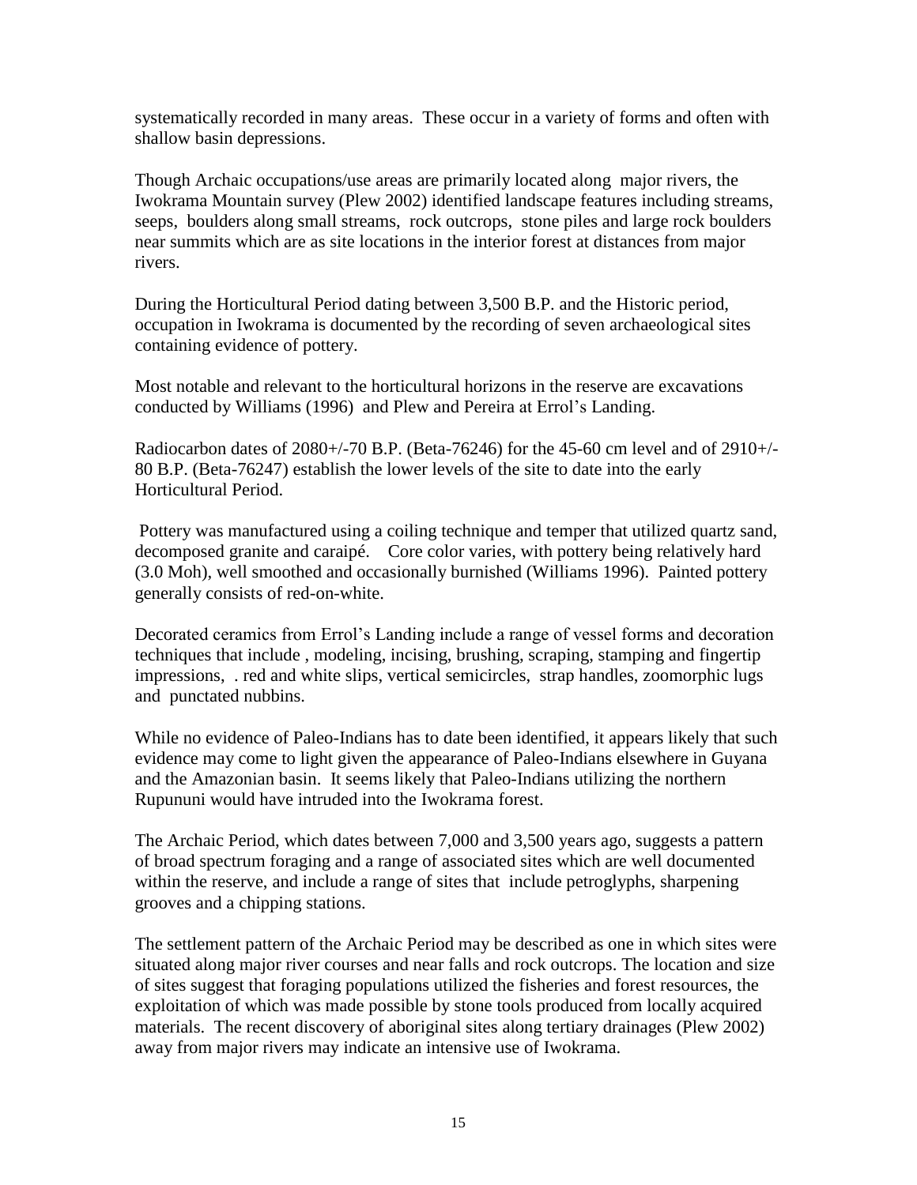systematically recorded in many areas. These occur in a variety of forms and often with shallow basin depressions.

Though Archaic occupations/use areas are primarily located along major rivers, the Iwokrama Mountain survey (Plew 2002) identified landscape features including streams, seeps, boulders along small streams, rock outcrops, stone piles and large rock boulders near summits which are as site locations in the interior forest at distances from major rivers.

During the Horticultural Period dating between 3,500 B.P. and the Historic period, occupation in Iwokrama is documented by the recording of seven archaeological sites containing evidence of pottery.

Most notable and relevant to the horticultural horizons in the reserve are excavations conducted by Williams (1996) and Plew and Pereira at Errol's Landing.

Radiocarbon dates of 2080+/-70 B.P. (Beta-76246) for the 45-60 cm level and of 2910+/-80 B.P. (Beta-76247) establish the lower levels of the site to date into the early Horticultural Period.

Pottery was manufactured using a coiling technique and temper that utilized quartz sand, decomposed granite and caraipé. Core color varies, with pottery being relatively hard (3.0 Moh), well smoothed and occasionally burnished (Williams 1996). Painted pottery generally consists of red-on-white.

Decorated ceramics from Errol's Landing include a range of vessel forms and decoration techniques that include , modeling, incising, brushing, scraping, stamping and fingertip impressions, . red and white slips, vertical semicircles, strap handles, zoomorphic lugs and punctated nubbins.

While no evidence of Paleo-Indians has to date been identified, it appears likely that such evidence may come to light given the appearance of Paleo-Indians elsewhere in Guyana and the Amazonian basin. It seems likely that Paleo-Indians utilizing the northern Rupununi would have intruded into the Iwokrama forest.

The Archaic Period, which dates between 7,000 and 3,500 years ago, suggests a pattern of broad spectrum foraging and a range of associated sites which are well documented within the reserve, and include a range of sites that include petroglyphs, sharpening grooves and a chipping stations.

The settlement pattern of the Archaic Period may be described as one in which sites were situated along major river courses and near falls and rock outcrops. The location and size of sites suggest that foraging populations utilized the fisheries and forest resources, the exploitation of which was made possible by stone tools produced from locally acquired materials. The recent discovery of aboriginal sites along tertiary drainages (Plew 2002) away from major rivers may indicate an intensive use of Iwokrama.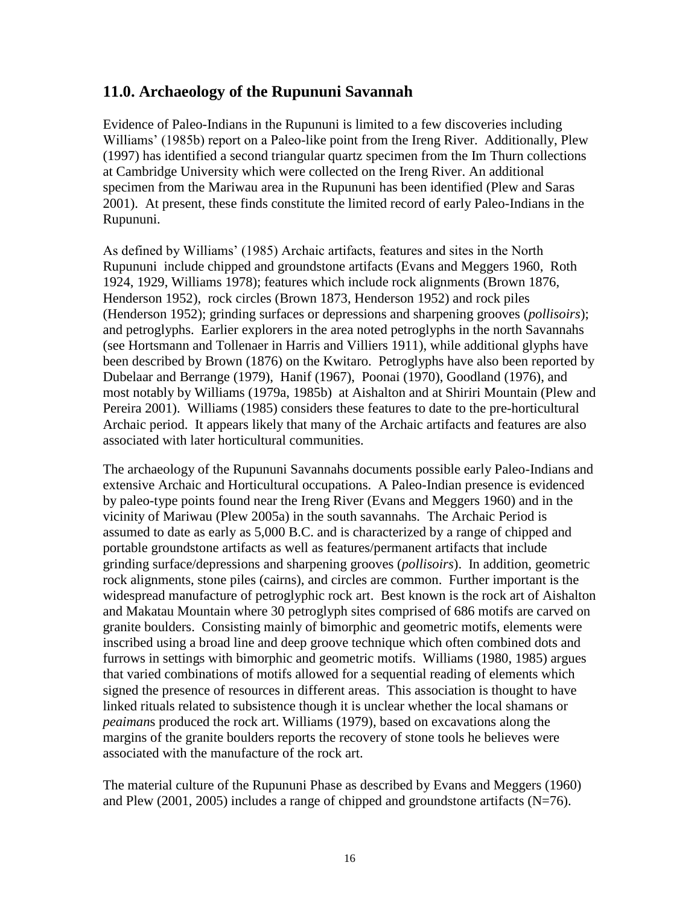## 11.0. Archaeology of the Rupununi Savannah

Evidence of Paleo-Indians in the Rupununi is limited to a few discoveries including Williams' (1985b) report on a Paleo-like point from the Ireng River. Additionally, Plew (1997) has identified a second triangular quartz specimen from the Im Thurn collections at Cambridge University which were collected on the Ireng River. An additional specimen from the Mariwau area in the Rupununi has been identified (Plew and Saras 2001). At present, these finds constitute the limited record of early Paleo-Indians in the Rupununi.

As defined by Williams' (1985) Archaic artifacts, features and sites in the North Rupununi include chipped and groundstone artifacts (Evans and Meggers 1960, Roth 1924, 1929, Williams 1978); features which include rock alignments (Brown 1876, Henderson 1952), rock circles (Brown 1873, Henderson 1952) and rock piles (Henderson 1952); grinding surfaces or depressions and sharpening grooves (*pollisoirs*); and petroglyphs. Earlier explorers in the area noted petroglyphs in the north Savannahs (see Hortsmann and Tollenaer in Harris and Villiers 1911), while additional glyphs have been described by Brown (1876) on the Kwitaro. Petroglyphs have also been reported by Dubelaar and Berrange (1979), Hanif (1967), Poonai (1970), Goodland (1976), and most notably by Williams (1979a, 1985b) at Aishalton and at Shiriri Mountain (Plew and Pereira 2001). Williams (1985) considers these features to date to the pre-horticultural Archaic period. It appears likely that many of the Archaic artifacts and features are also associated with later horticultural communities.

The archaeology of the Rupununi Savannahs documents possible early Paleo-Indians and extensive Archaic and Horticultural occupations. A Paleo-Indian presence is evidenced by paleo-type points found near the Ireng River (Evans and Meggers 1960) and in the vicinity of Mariwau (Plew 2005a) in the south savannahs. The Archaic Period is assumed to date as early as 5,000 B.C. and is characterized by a range of chipped and portable groundstone artifacts as well as features/permanent artifacts that include grinding surface/depressions and sharpening grooves (*pollisoirs*). In addition, geometric rock alignments, stone piles (cairns), and circles are common. Further important is the widespread manufacture of petroglyphic rock art. Best known is the rock art of Aishalton and Makatau Mountain where 30 petroglyph sites comprised of 686 motifs are carved on granite boulders. Consisting mainly of bimorphic and geometric motifs, elements were inscribed using a broad line and deep groove technique which often combined dots and furrows in settings with bimorphic and geometric motifs. Williams (1980, 1985) argues that varied combinations of motifs allowed for a sequential reading of elements which signed the presence of resources in different areas. This association is thought to have linked rituals related to subsistence though it is unclear whether the local shamans or *peaiman*s produced the rock art. Williams (1979), based on excavations along the margins of the granite boulders reports the recovery of stone tools he believes were associated with the manufacture of the rock art.

The material culture of the Rupununi Phase as described by Evans and Meggers (1960) and Plew (2001, 2005) includes a range of chipped and groundstone artifacts (N=76).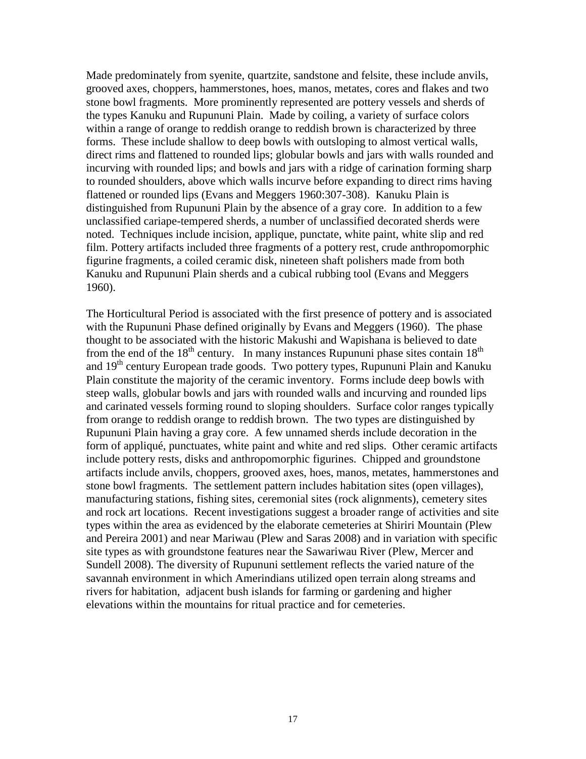Made predominately from syenite, quartzite, sandstone and felsite, these include anvils, grooved axes, choppers, hammerstones, hoes, manos, metates, cores and flakes and two stone bowl fragments. More prominently represented are pottery vessels and sherds of the types Kanuku and Rupununi Plain. Made by coiling, a variety of surface colors within a range of orange to reddish orange to reddish brown is characterized by three forms. These include shallow to deep bowls with outsloping to almost vertical walls, direct rims and flattened to rounded lips; globular bowls and jars with walls rounded and incurving with rounded lips; and bowls and jars with a ridge of carination forming sharp to rounded shoulders, above which walls incurve before expanding to direct rims having flattened or rounded lips (Evans and Meggers 1960:307-308). Kanuku Plain is distinguished from Rupununi Plain by the absence of a gray core. In addition to a few unclassified cariape-tempered sherds, a number of unclassified decorated sherds were noted. Techniques include incision, applique, punctate, white paint, white slip and red film. Pottery artifacts included three fragments of a pottery rest, crude anthropomorphic figurine fragments, a coiled ceramic disk, nineteen shaft polishers made from both Kanuku and Rupununi Plain sherds and a cubical rubbing tool (Evans and Meggers 1960).

The Horticultural Period is associated with the first presence of pottery and is associated with the Rupununi Phase defined originally by Evans and Meggers (1960). The phase thought to be associated with the historic Makushi and Wapishana is believed to date from the end of the 18th century. In many instances Rupununi phase sites contain 18th and 19th century European trade goods. Two pottery types, Rupununi Plain and Kanuku Plain constitute the majority of the ceramic inventory. Forms include deep bowls with steep walls, globular bowls and jars with rounded walls and incurving and rounded lips and carinated vessels forming round to sloping shoulders. Surface color ranges typically from orange to reddish orange to reddish brown. The two types are distinguished by Rupununi Plain having a gray core. A few unnamed sherds include decoration in the form of appliqué, punctuates, white paint and white and red slips. Other ceramic artifacts include pottery rests, disks and anthropomorphic figurines. Chipped and groundstone artifacts include anvils, choppers, grooved axes, hoes, manos, metates, hammerstones and stone bowl fragments. The settlement pattern includes habitation sites (open villages), manufacturing stations, fishing sites, ceremonial sites (rock alignments), cemetery sites and rock art locations. Recent investigations suggest a broader range of activities and site types within the area as evidenced by the elaborate cemeteries at Shiriri Mountain (Plew and Pereira 2001) and near Mariwau (Plew and Saras 2008) and in variation with specific site types as with groundstone features near the Sawariwau River (Plew, Mercer and Sundell 2008). The diversity of Rupununi settlement reflects the varied nature of the savannah environment in which Amerindians utilized open terrain along streams and rivers for habitation, adjacent bush islands for farming or gardening and higher elevations within the mountains for ritual practice and for cemeteries.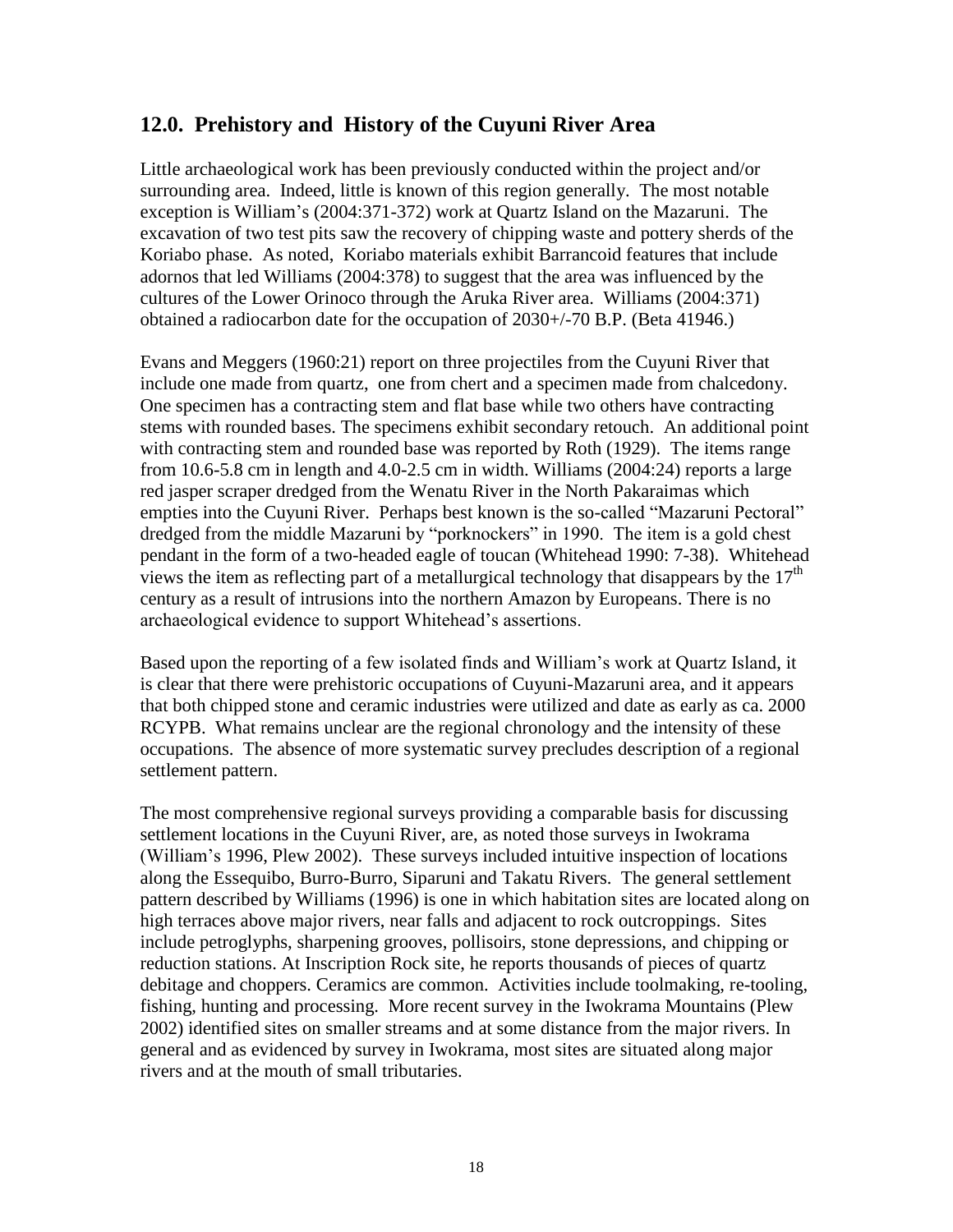## 12.0. Prehistory and History of the Cuyuni River Area

Little archaeological work has been previously conducted within the project and/or surrounding area. Indeed, little is known of this region generally. The most notable exception is William's (2004:371-372) work at Quartz Island on the Mazaruni. The excavation of two test pits saw the recovery of chipping waste and pottery sherds of the Koriabo phase. As noted, Koriabo materials exhibit Barrancoid features that include adornos that led Williams (2004:378) to suggest that the area was influenced by the cultures of the Lower Orinoco through the Aruka River area. Williams (2004:371) obtained a radiocarbon date for the occupation of 2030+/-70 B.P. (Beta 41946.)

Evans and Meggers (1960:21) report on three projectiles from the Cuyuni River that include one made from quartz, one from chert and a specimen made from chalcedony. One specimen has a contracting stem and flat base while two others have contracting stems with rounded bases. The specimens exhibit secondary retouch. An additional point with contracting stem and rounded base was reported by Roth (1929). The items range from 10.6-5.8 cm in length and 4.0-2.5 cm in width. Williams (2004:24) reports a large red jasper scraper dredged from the Wenatu River in the North Pakaraimas which empties into the Cuyuni River. Perhaps best known is the so-called "Mazaruni Pectoral" dredged from the middle Mazaruni by "porknockers" in 1990. The item is a gold chest pendant in the form of a two-headed eagle of toucan (Whitehead 1990: 7-38). Whitehead views the item as reflecting part of a metallurgical technology that disappears by the 17th century as a result of intrusions into the northern Amazon by Europeans. There is no archaeological evidence to support Whitehead's assertions.

Based upon the reporting of a few isolated finds and William's work at Quartz Island, it is clear that there were prehistoric occupations of Cuyuni-Mazaruni area, and it appears that both chipped stone and ceramic industries were utilized and date as early as ca. 2000 RCYPB. What remains unclear are the regional chronology and the intensity of these occupations. The absence of more systematic survey precludes description of a regional settlement pattern.

The most comprehensive regional surveys providing a comparable basis for discussing settlement locations in the Cuyuni River, are, as noted those surveys in Iwokrama (William's 1996, Plew 2002). These surveys included intuitive inspection of locations along the Essequibo, Burro-Burro, Siparuni and Takatu Rivers. The general settlement pattern described by Williams (1996) is one in which habitation sites are located along on high terraces above major rivers, near falls and adjacent to rock outcroppings. Sites include petroglyphs, sharpening grooves, pollisoirs, stone depressions, and chipping or reduction stations. At Inscription Rock site, he reports thousands of pieces of quartz debitage and choppers. Ceramics are common. Activities include toolmaking, re-tooling, fishing, hunting and processing. More recent survey in the Iwokrama Mountains (Plew 2002) identified sites on smaller streams and at some distance from the major rivers. In general and as evidenced by survey in Iwokrama, most sites are situated along major rivers and at the mouth of small tributaries.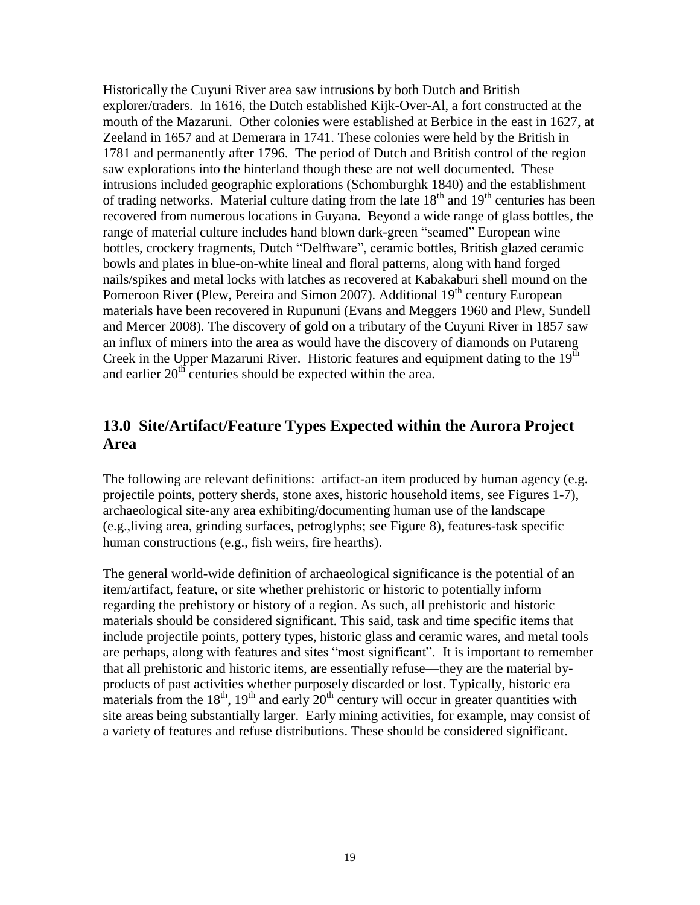Historically the Cuyuni River area saw intrusions by both Dutch and British explorer/traders. In 1616, the Dutch established Kijk-Over-Al, a fort constructed at the mouth of the Mazaruni. Other colonies were established at Berbice in the east in 1627, at Zeeland in 1657 and at Demerara in 1741. These colonies were held by the British in 1781 and permanently after 1796. The period of Dutch and British control of the region saw explorations into the hinterland though these are not well documented. These intrusions included geographic explorations (Schomburghk 1840) and the establishment of trading networks. Material culture dating from the late 18th and 19th centuries has been recovered from numerous locations in Guyana. Beyond a wide range of glass bottles, the range of material culture includes hand blown dark-green "seamed" European wine bottles, crockery fragments, Dutch "Delftware", ceramic bottles, British glazed ceramic bowls and plates in blue-on-white lineal and floral patterns, along with hand forged nails/spikes and metal locks with latches as recovered at Kabakaburi shell mound on the Pomeroon River (Plew, Pereira and Simon 2007). Additional 19th century European materials have been recovered in Rupununi (Evans and Meggers 1960 and Plew, Sundell and Mercer 2008). The discovery of gold on a tributary of the Cuyuni River in 1857 saw an influx of miners into the area as would have the discovery of diamonds on Putareng Creek in the Upper Mazaruni River. Historic features and equipment dating to the 19th and earlier 20th centuries should be expected within the area.

## 13.0 Site/Artifact/Feature Types Expected within the Aurora Project Area

The following are relevant definitions: artifact-an item produced by human agency (e.g. projectile points, pottery sherds, stone axes, historic household items, see Figures 1-7), archaeological site-any area exhibiting/documenting human use of the landscape (e.g.,living area, grinding surfaces, petroglyphs; see Figure 8), features-task specific human constructions (e.g., fish weirs, fire hearths).

The general world-wide definition of archaeological significance is the potential of an item/artifact, feature, or site whether prehistoric or historic to potentially inform regarding the prehistory or history of a region. As such, all prehistoric and historic materials should be considered significant. This said, task and time specific items that include projectile points, pottery types, historic glass and ceramic wares, and metal tools are perhaps, along with features and sites "most significant". It is important to remember that all prehistoric and historic items, are essentially refuse—they are the material by-products of past activities whether purposely discarded or lost. Typically, historic era materials from the 18th, 19th and early 20th century will occur in greater quantities with site areas being substantially larger. Early mining activities, for example, may consist of a variety of features and refuse distributions. These should be considered significant.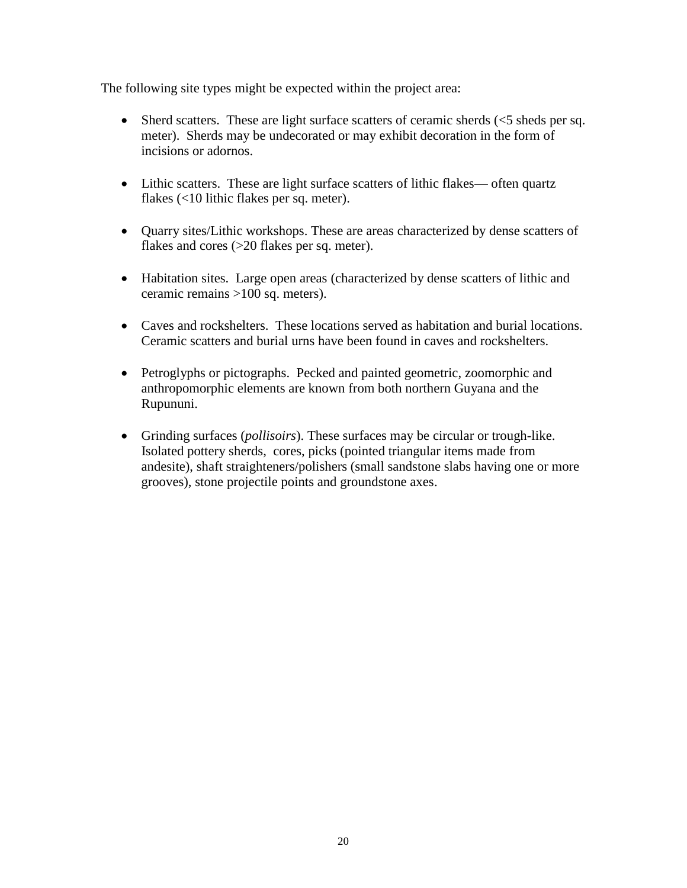The following site types might be expected within the project area:

- Sherd scatters. These are light surface scatters of ceramic sherds (<5 sheds per sq. meter). Sherds may be undecorated or may exhibit decoration in the form of incisions or adornos.

- Lithic scatters. These are light surface scatters of lithic flakes— often quartz flakes (<10 lithic flakes per sq. meter).

- Quarry sites/Lithic workshops. These are areas characterized by dense scatters of flakes and cores (>20 flakes per sq. meter).

- Habitation sites. Large open areas (characterized by dense scatters of lithic and ceramic remains >100 sq. meters).

- Caves and rockshelters. These locations served as habitation and burial locations. Ceramic scatters and burial urns have been found in caves and rockshelters.

- Petroglyphs or pictographs. Pecked and painted geometric, zoomorphic and anthropomorphic elements are known from both northern Guyana and the Rupununi.

- Grinding surfaces (*pollisoirs*). These surfaces may be circular or trough-like. Isolated pottery sherds, cores, picks (pointed triangular items made from andesite), shaft straighteners/polishers (small sandstone slabs having one or more grooves), stone projectile points and groundstone axes.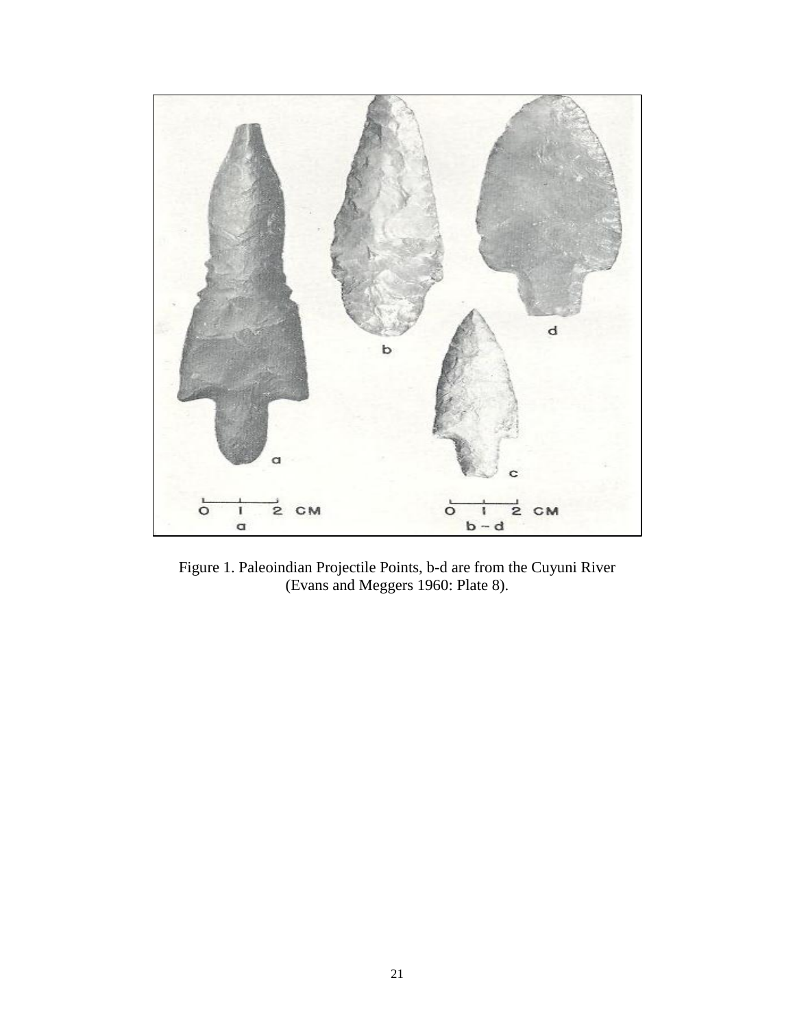Figure 1. Paleoindian Projectile Points, b-d are from the Cuyuni River (Evans and Meggers 1960: Plate 8).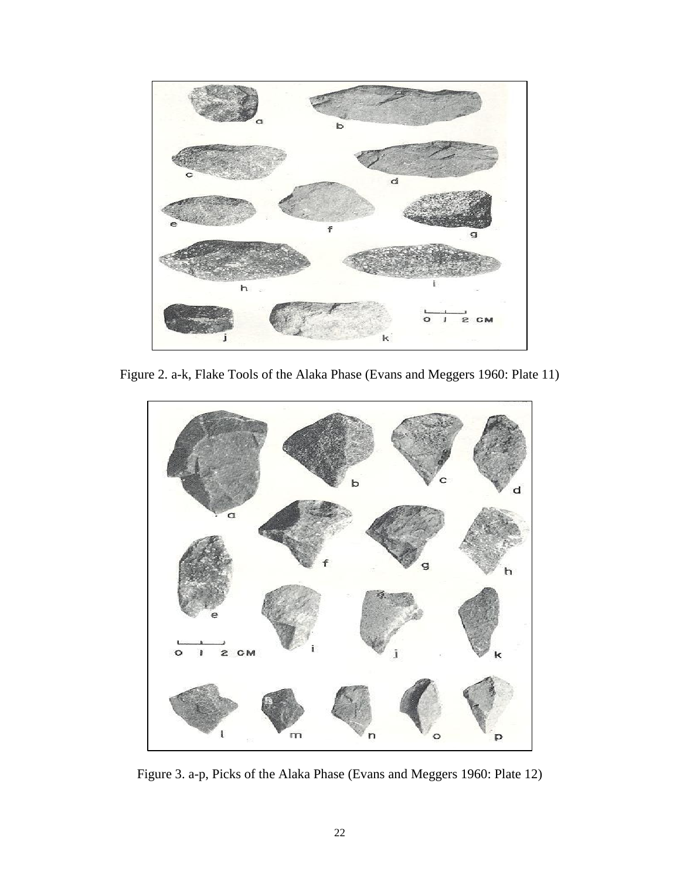Figure 2. a-k, Flake Tools of the Alaka Phase (Evans and Meggers 1960: Plate 11)

Figure 3. a-p, Picks of the Alaka Phase (Evans and Meggers 1960: Plate 12)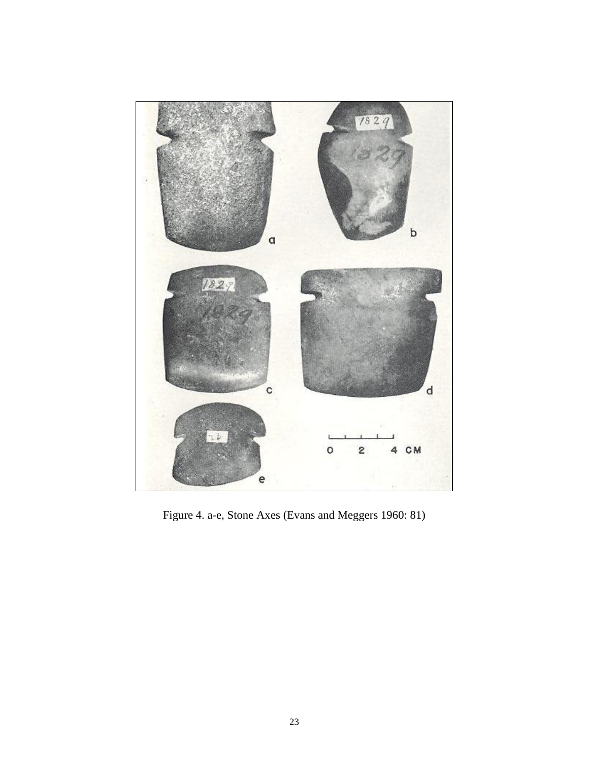Figure 4. a-e, Stone Axes (Evans and Meggers 1960: 81)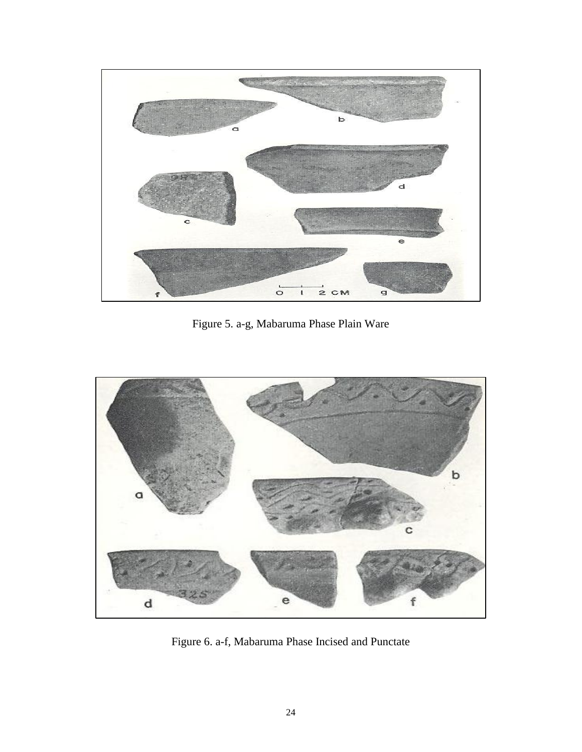Figure 5. a-g, Mabaruma Phase Plain Ware

Figure 6. a-f, Mabaruma Phase Incised and Punctate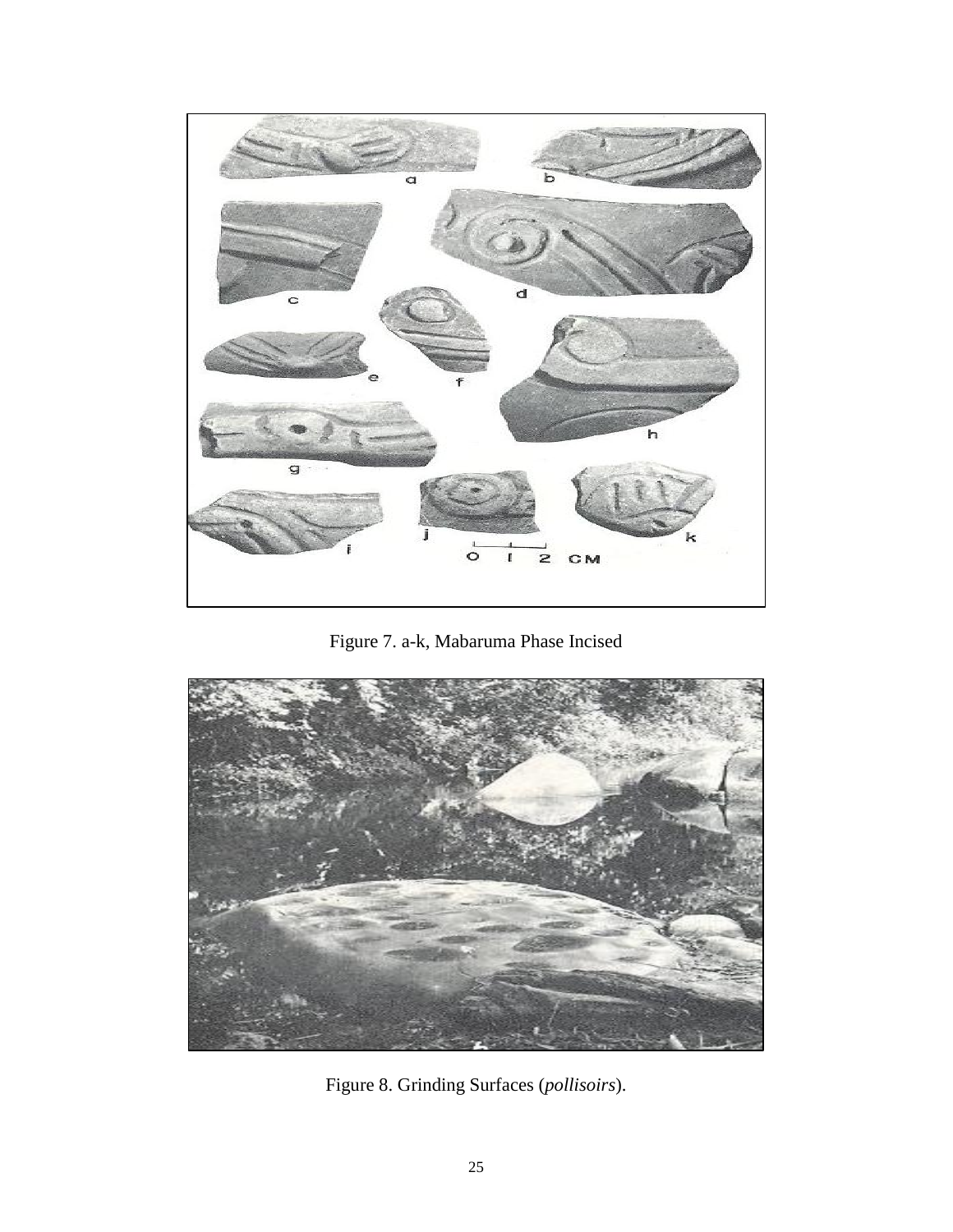Figure 7. a-k, Mabaruma Phase Incised

Figure 8. Grinding Surfaces (*pollisoirs*).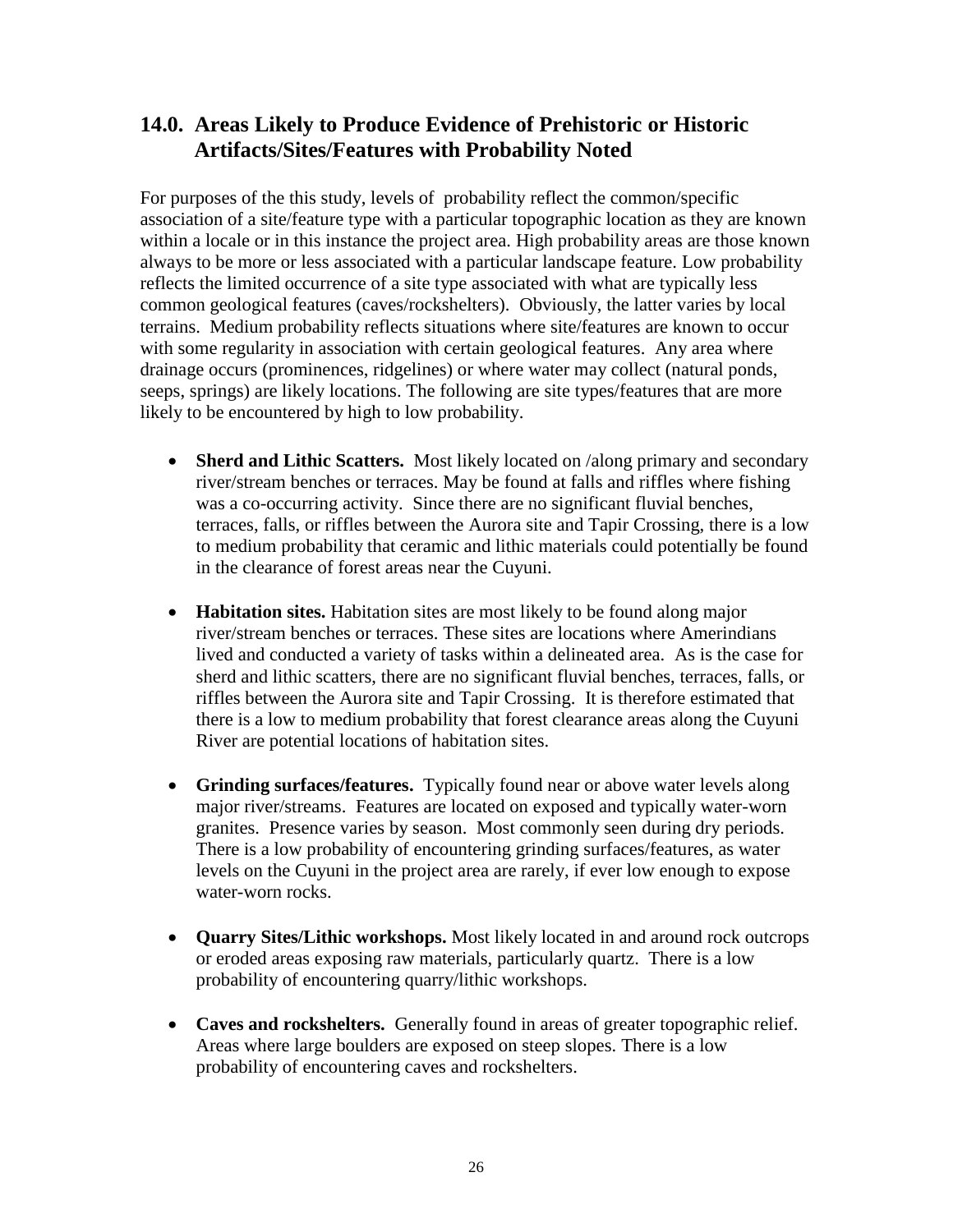## 14.0. Areas Likely to Produce Evidence of Prehistoric or Historic Artifacts/Sites/Features with Probability Noted

For purposes of the this study, levels of probability reflect the common/specific association of a site/feature type with a particular topographic location as they are known within a locale or in this instance the project area. High probability areas are those known always to be more or less associated with a particular landscape feature. Low probability reflects the limited occurrence of a site type associated with what are typically less common geological features (caves/rockshelters). Obviously, the latter varies by local terrains. Medium probability reflects situations where site/features are known to occur with some regularity in association with certain geological features. Any area where drainage occurs (prominences, ridgelines) or where water may collect (natural ponds, seeps, springs) are likely locations. The following are site types/features that are more likely to be encountered by high to low probability.

- **Sherd and Lithic Scatters.** Most likely located on /along primary and secondary river/stream benches or terraces. May be found at falls and riffles where fishing was a co-occurring activity. Since there are no significant fluvial benches, terraces, falls, or riffles between the Aurora site and Tapir Crossing, there is a low to medium probability that ceramic and lithic materials could potentially be found in the clearance of forest areas near the Cuyuni.

- **Habitation sites.** Habitation sites are most likely to be found along major river/stream benches or terraces. These sites are locations where Amerindians lived and conducted a variety of tasks within a delineated area. As is the case for sherd and lithic scatters, there are no significant fluvial benches, terraces, falls, or riffles between the Aurora site and Tapir Crossing. It is therefore estimated that there is a low to medium probability that forest clearance areas along the Cuyuni River are potential locations of habitation sites.

- **Grinding surfaces/features.** Typically found near or above water levels along major river/streams. Features are located on exposed and typically water-worn granites. Presence varies by season. Most commonly seen during dry periods. There is a low probability of encountering grinding surfaces/features, as water levels on the Cuyuni in the project area are rarely, if ever low enough to expose water-worn rocks.

- **Quarry Sites/Lithic workshops.** Most likely located in and around rock outcrops or eroded areas exposing raw materials, particularly quartz. There is a low probability of encountering quarry/lithic workshops.

- **Caves and rockshelters.** Generally found in areas of greater topographic relief. Areas where large boulders are exposed on steep slopes. There is a low probability of encountering caves and rockshelters.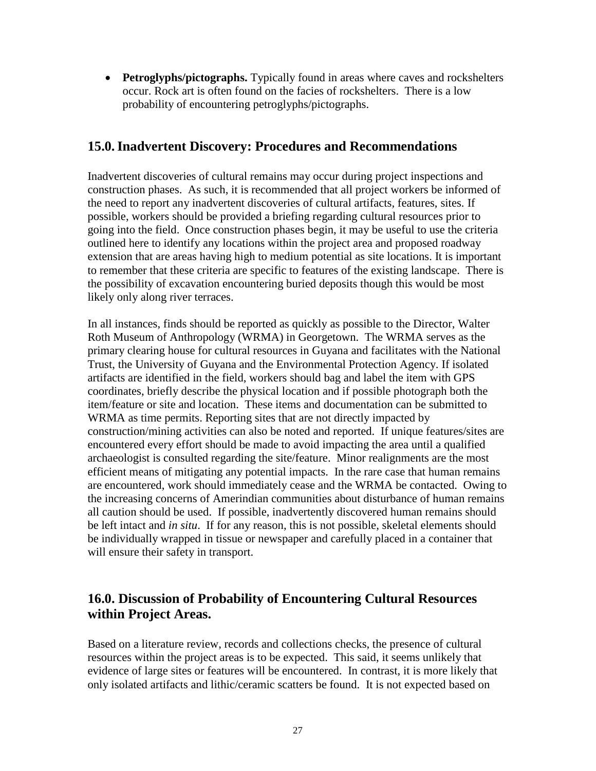- **Petroglyphs/pictographs.** Typically found in areas where caves and rockshelters occur. Rock art is often found on the facies of rockshelters. There is a low probability of encountering petroglyphs/pictographs.

## 15.0. Inadvertent Discovery: Procedures and Recommendations

Inadvertent discoveries of cultural remains may occur during project inspections and construction phases. As such, it is recommended that all project workers be informed of the need to report any inadvertent discoveries of cultural artifacts, features, sites. If possible, workers should be provided a briefing regarding cultural resources prior to going into the field. Once construction phases begin, it may be useful to use the criteria outlined here to identify any locations within the project area and proposed roadway extension that are areas having high to medium potential as site locations. It is important to remember that these criteria are specific to features of the existing landscape. There is the possibility of excavation encountering buried deposits though this would be most likely only along river terraces.

In all instances, finds should be reported as quickly as possible to the Director, Walter Roth Museum of Anthropology (WRMA) in Georgetown. The WRMA serves as the primary clearing house for cultural resources in Guyana and facilitates with the National Trust, the University of Guyana and the Environmental Protection Agency. If isolated artifacts are identified in the field, workers should bag and label the item with GPS coordinates, briefly describe the physical location and if possible photograph both the item/feature or site and location. These items and documentation can be submitted to WRMA as time permits. Reporting sites that are not directly impacted by construction/mining activities can also be noted and reported. If unique features/sites are encountered every effort should be made to avoid impacting the area until a qualified archaeologist is consulted regarding the site/feature. Minor realignments are the most efficient means of mitigating any potential impacts. In the rare case that human remains are encountered, work should immediately cease and the WRMA be contacted. Owing to the increasing concerns of Amerindian communities about disturbance of human remains all caution should be used. If possible, inadvertently discovered human remains should be left intact and *in situ*. If for any reason, this is not possible, skeletal elements should be individually wrapped in tissue or newspaper and carefully placed in a container that will ensure their safety in transport.

## 16.0. Discussion of Probability of Encountering Cultural Resources within Project Areas.

Based on a literature review, records and collections checks, the presence of cultural resources within the project areas is to be expected. This said, it seems unlikely that evidence of large sites or features will be encountered. In contrast, it is more likely that only isolated artifacts and lithic/ceramic scatters be found. It is not expected based on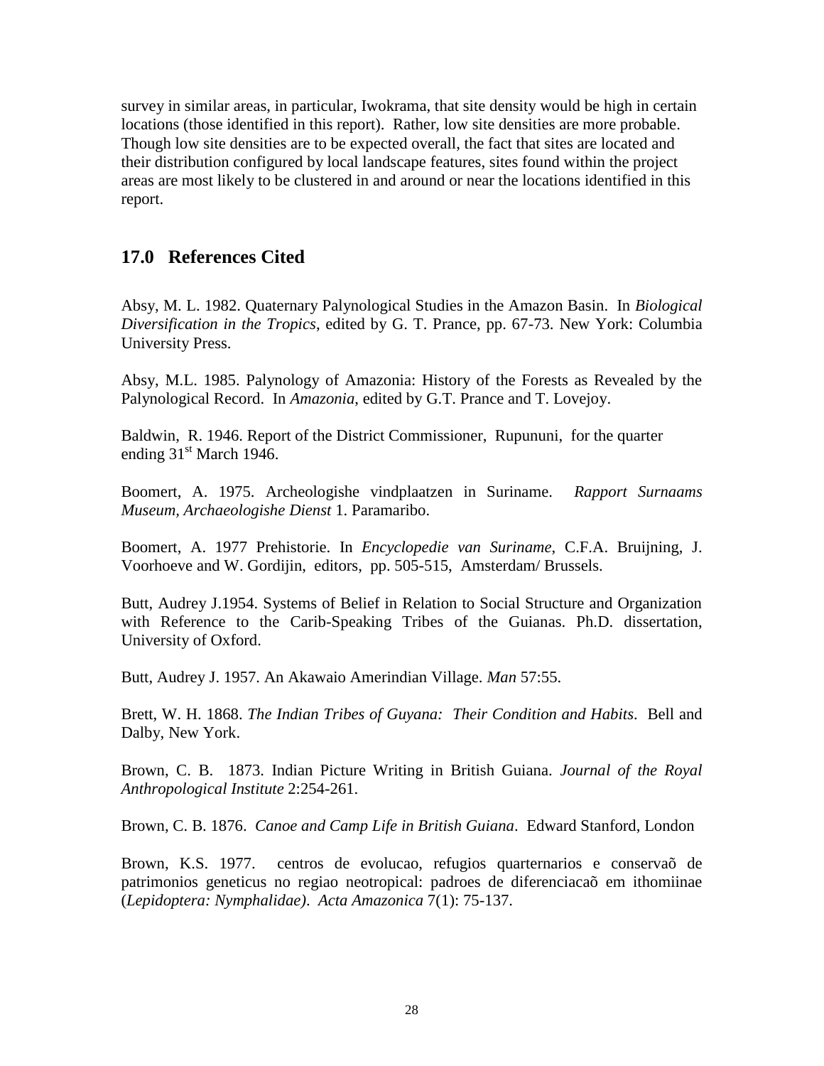survey in similar areas, in particular, Iwokrama, that site density would be high in certain locations (those identified in this report). Rather, low site densities are more probable. Though low site densities are to be expected overall, the fact that sites are located and their distribution configured by local landscape features, sites found within the project areas are most likely to be clustered in and around or near the locations identified in this report.

## 17.0 References Cited

Absy, M. L. 1982. Quaternary Palynological Studies in the Amazon Basin. In *Biological Diversification in the Tropics*, edited by G. T. Prance, pp. 67-73. New York: Columbia University Press.

Absy, M.L. 1985. Palynology of Amazonia: History of the Forests as Revealed by the Palynological Record. In *Amazonia,* edited by G.T. Prance and T. Lovejoy.

Baldwin, R. 1946. Report of the District Commissioner, Rupununi, for the quarter ending 31st March 1946.

Boomert, A. 1975. Archeologishe vindplaatzen in Suriname. *Rapport Surnaams Museum, Archaeologishe Dienst* 1. Paramaribo.

Boomert, A. 1977 Prehistorie. In *Encyclopedie van Suriname*, C.F.A. Bruijning, J. Voorhoeve and W. Gordijin, editors, pp. 505-515, Amsterdam/ Brussels.

Butt, Audrey J.1954. Systems of Belief in Relation to Social Structure and Organization with Reference to the Carib-Speaking Tribes of the Guianas. Ph.D. dissertation, University of Oxford.

Butt, Audrey J. 1957. An Akawaio Amerindian Village. *Man* 57:55.

Brett, W. H. 1868. *The Indian Tribes of Guyana: Their Condition and Habits*. Bell and Dalby, New York.

Brown, C. B. 1873. Indian Picture Writing in British Guiana. *Journal of the Royal Anthropological Institute* 2:254-261.

Brown, C. B. 1876. *Canoe and Camp Life in British Guiana*. Edward Stanford, London

Brown, K.S. 1977. centros de evolucao, refugios quarternarios e conservaõ de patrimonios geneticus no regiao neotropical: padroes de diferenciacaõ em ithomiinae (*Lepidoptera: Nymphalidae)*. *Acta Amazonica* 7(1): 75-137.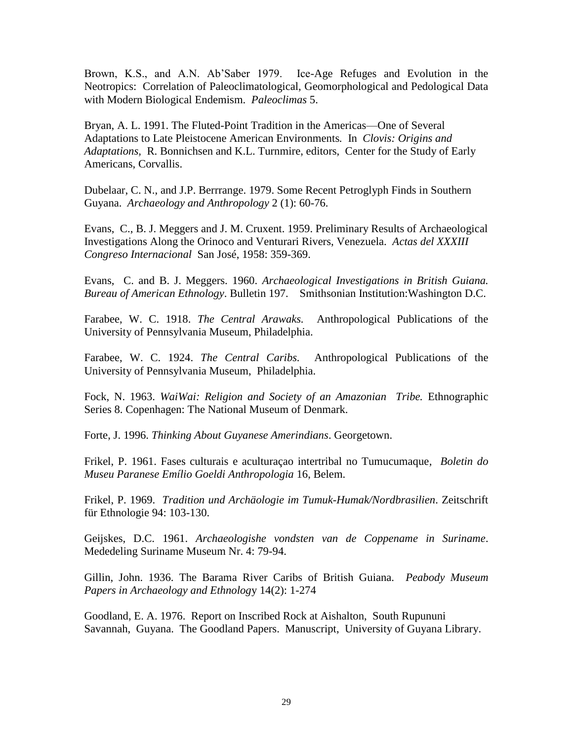Brown, K.S., and A.N. Ab'Saber 1979. Ice-Age Refuges and Evolution in the Neotropics: Correlation of Paleoclimatological, Geomorphological and Pedological Data with Modern Biological Endemism. *Paleoclimas* 5.

Bryan, A. L. 1991. The Fluted-Point Tradition in the Americas—One of Several Adaptations to Late Pleistocene American Environments. In *Clovis: Origins and Adaptations*, R. Bonnichsen and K.L. Turnmire, editors, Center for the Study of Early Americans, Corvallis.

Dubelaar, C. N., and J.P. Berrrange. 1979. Some Recent Petroglyph Finds in Southern Guyana. *Archaeology and Anthropology* 2 (1): 60-76.

Evans, C., B. J. Meggers and J. M. Cruxent. 1959. Preliminary Results of Archaeological Investigations Along the Orinoco and Venturari Rivers, Venezuela. *Actas del XXXIII Congreso Internacional* San José, 1958: 359-369.

Evans, C. and B. J. Meggers. 1960. *Archaeological Investigations in British Guiana. Bureau of American Ethnology*. Bulletin 197. Smithsonian Institution:Washington D.C.

Farabee, W. C. 1918. *The Central Arawaks.* Anthropological Publications of the University of Pennsylvania Museum, Philadelphia.

Farabee, W. C. 1924. *The Central Caribs.* Anthropological Publications of the University of Pennsylvania Museum, Philadelphia.

Fock, N. 1963. *WaiWai: Religion and Society of an Amazonian Tribe.* Ethnographic Series 8. Copenhagen: The National Museum of Denmark.

Forte, J. 1996. *Thinking About Guyanese Amerindians*. Georgetown.

Frikel, P. 1961. Fases culturais e aculturaçao intertribal no Tumucumaque, *Boletin do Museu Paranese Emílio Goeldi Anthropologia* 16, Belem.

Frikel, P. 1969. *Tradition und Archäologie im Tumuk-Humak/Nordbrasilien*. Zeitschrift für Ethnologie 94: 103-130.

Geijskes, D.C. 1961. *Archaeologishe vondsten van de Coppename in Suriname*. Mededeling Suriname Museum Nr. 4: 79-94.

Gillin, John. 1936. The Barama River Caribs of British Guiana. *Peabody Museum Papers in Archaeology and Ethnology* 14(2): 1-274

Goodland, E. A. 1976. Report on Inscribed Rock at Aishalton, South Rupununi Savannah, Guyana. The Goodland Papers. Manuscript, University of Guyana Library.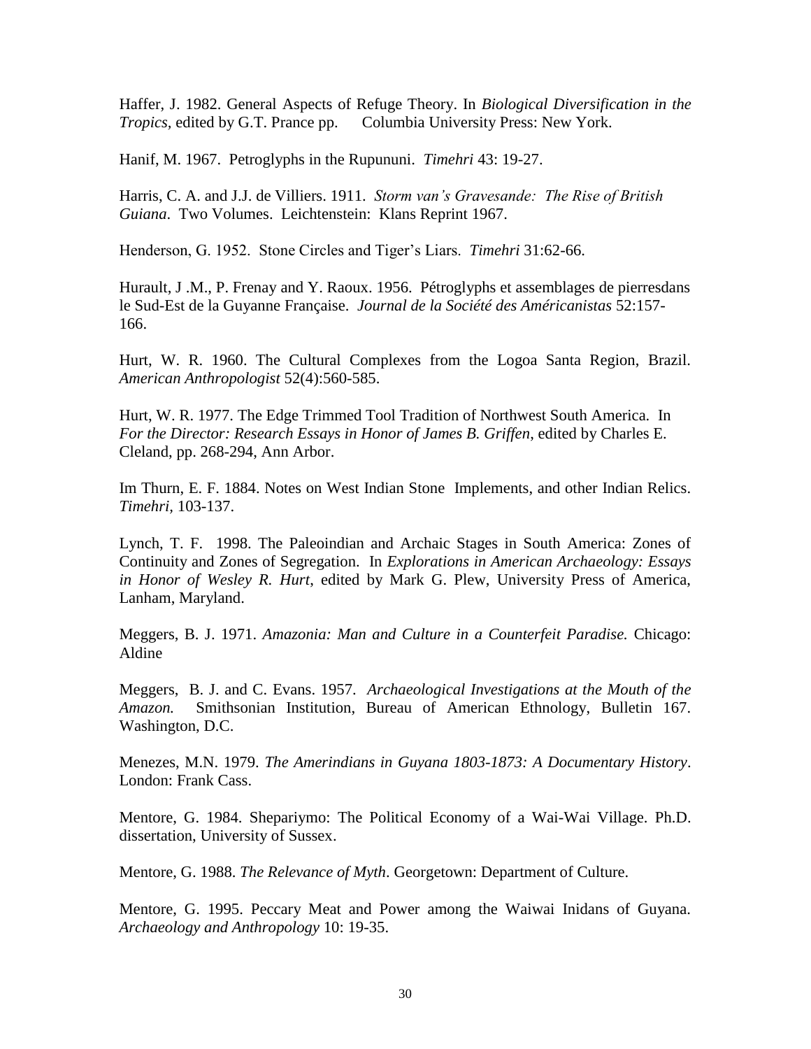Haffer, J. 1982. General Aspects of Refuge Theory. In *Biological Diversification in the Tropics*, edited by G.T. Prance pp. Columbia University Press: New York.

Hanif, M. 1967. Petroglyphs in the Rupununi. *Timehri* 43: 19-27.

Harris, C. A. and J.J. de Villiers. 1911. *Storm van's Gravesande: The Rise of British Guiana*. Two Volumes. Leichtenstein: Klans Reprint 1967.

Henderson, G. 1952. Stone Circles and Tiger's Liars. *Timehri* 31:62-66.

Hurault, J .M., P. Frenay and Y. Raoux. 1956. Pétroglyphs et assemblages de pierresdans le Sud-Est de la Guyanne Française. *Journal de la Société des Américanistas* 52:157-166.

Hurt, W. R. 1960. The Cultural Complexes from the Logoa Santa Region, Brazil. *American Anthropologist* 52(4):560-585.

Hurt, W. R. 1977. The Edge Trimmed Tool Tradition of Northwest South America. In *For the Director: Research Essays in Honor of James B. Griffen*, edited by Charles E. Cleland, pp. 268-294, Ann Arbor.

Im Thurn, E. F. 1884. Notes on West Indian Stone Implements, and other Indian Relics. *Timehri,* 103-137.

Lynch, T. F. 1998. The Paleoindian and Archaic Stages in South America: Zones of Continuity and Zones of Segregation. In *Explorations in American Archaeology: Essays in Honor of Wesley R. Hurt*, edited by Mark G. Plew, University Press of America, Lanham, Maryland.

Meggers, B. J. 1971. *Amazonia: Man and Culture in a Counterfeit Paradise.* Chicago: Aldine

Meggers, B. J. and C. Evans. 1957. *Archaeological Investigations at the Mouth of the Amazon.* Smithsonian Institution, Bureau of American Ethnology, Bulletin 167. Washington, D.C.

Menezes, M.N. 1979. *The Amerindians in Guyana 1803-1873: A Documentary History*. London: Frank Cass.

Mentore, G. 1984. Shepariymo: The Political Economy of a Wai-Wai Village. Ph.D. dissertation, University of Sussex.

Mentore, G. 1988. *The Relevance of Myth*. Georgetown: Department of Culture.

Mentore, G. 1995. Peccary Meat and Power among the Waiwai Inidans of Guyana. *Archaeology and Anthropology* 10: 19-35.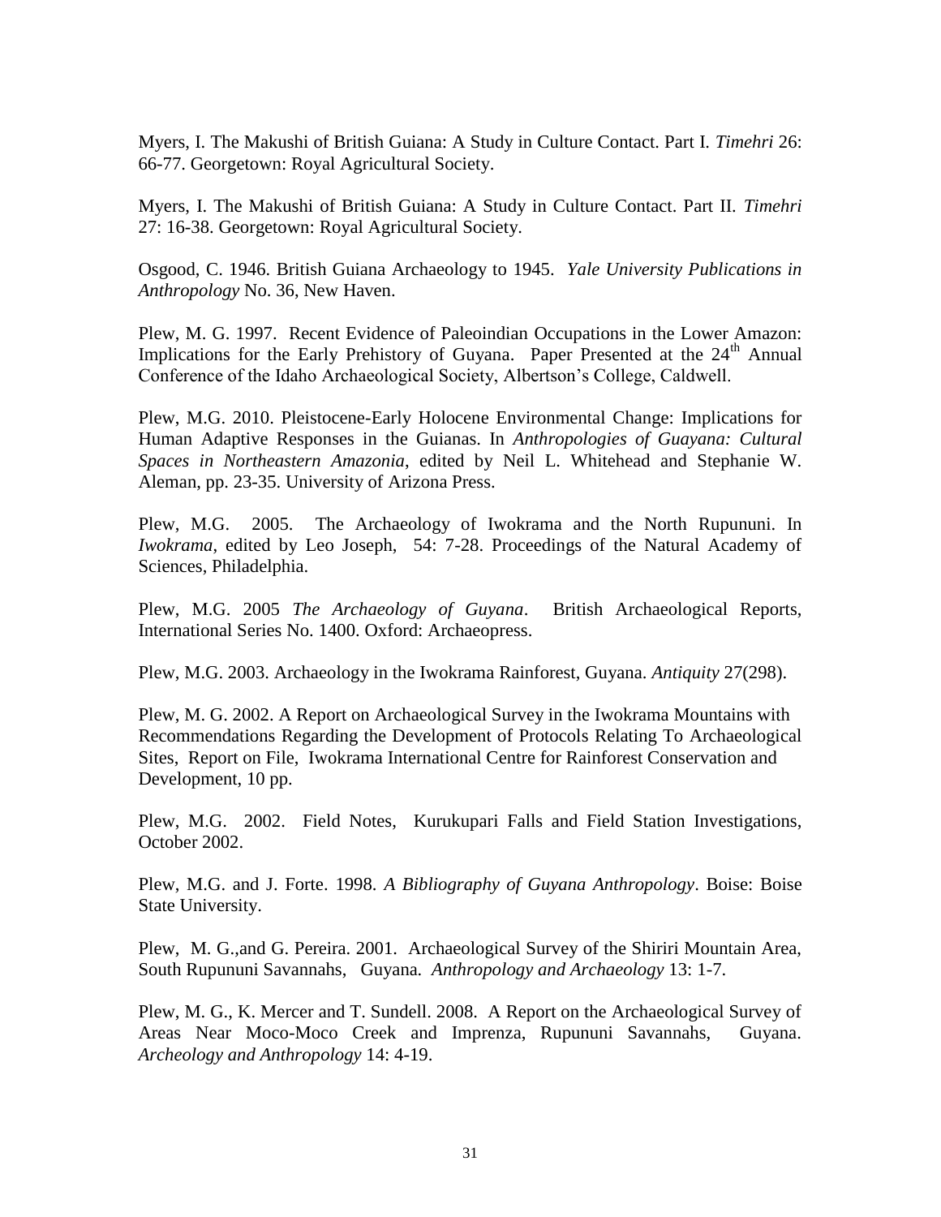Myers, I. The Makushi of British Guiana: A Study in Culture Contact. Part I. *Timehri* 26: 66-77. Georgetown: Royal Agricultural Society.

Myers, I. The Makushi of British Guiana: A Study in Culture Contact. Part II. *Timehri* 27: 16-38. Georgetown: Royal Agricultural Society.

Osgood, C. 1946. British Guiana Archaeology to 1945. *Yale University Publications in Anthropology* No. 36, New Haven.

Plew, M. G. 1997. Recent Evidence of Paleoindian Occupations in the Lower Amazon: Implications for the Early Prehistory of Guyana. Paper Presented at the 24th Annual Conference of the Idaho Archaeological Society, Albertson's College, Caldwell.

Plew, M.G. 2010. Pleistocene-Early Holocene Environmental Change: Implications for Human Adaptive Responses in the Guianas. In *Anthropologies of Guayana: Cultural Spaces in Northeastern Amazonia*, edited by Neil L. Whitehead and Stephanie W. Aleman, pp. 23-35. University of Arizona Press.

Plew, M.G. 2005. The Archaeology of Iwokrama and the North Rupununi. In *Iwokrama*, edited by Leo Joseph, 54: 7-28. Proceedings of the Natural Academy of Sciences, Philadelphia.

Plew, M.G. 2005 *The Archaeology of Guyana*. British Archaeological Reports, International Series No. 1400. Oxford: Archaeopress.

Plew, M.G. 2003. Archaeology in the Iwokrama Rainforest, Guyana. *Antiquity* 27(298).

Plew, M. G. 2002. A Report on Archaeological Survey in the Iwokrama Mountains with Recommendations Regarding the Development of Protocols Relating To Archaeological Sites, Report on File, Iwokrama International Centre for Rainforest Conservation and Development, 10 pp.

Plew, M.G. 2002. Field Notes, Kurukupari Falls and Field Station Investigations, October 2002.

Plew, M.G. and J. Forte. 1998. *A Bibliography of Guyana Anthropology*. Boise: Boise State University.

Plew, M. G.,and G. Pereira. 2001. Archaeological Survey of the Shiriri Mountain Area, South Rupununi Savannahs, Guyana. *Anthropology and Archaeology* 13: 1-7.

Plew, M. G., K. Mercer and T. Sundell. 2008. A Report on the Archaeological Survey of Areas Near Moco-Moco Creek and Imprenza, Rupununi Savannahs, Guyana. *Archeology and Anthropology* 14: 4-19.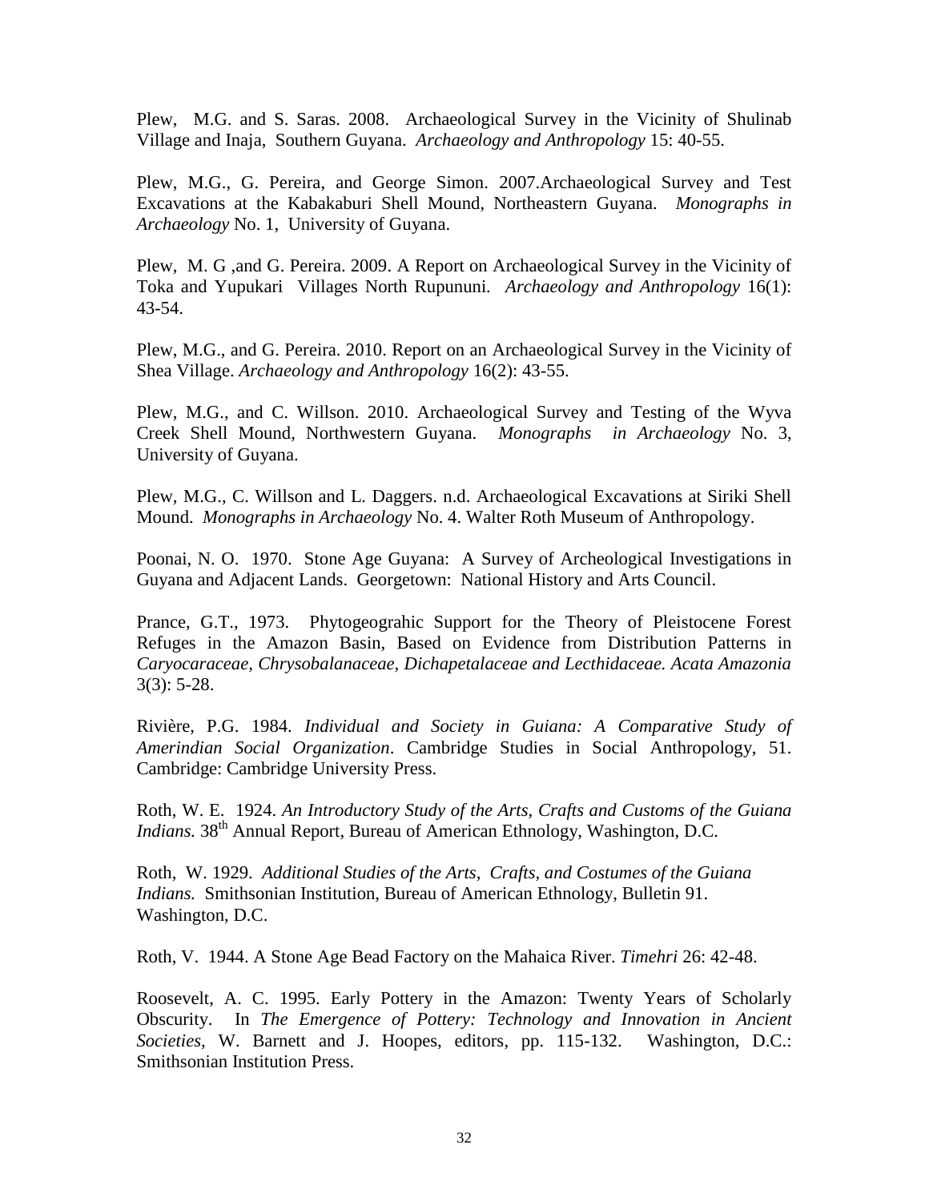Plew, M.G. and S. Saras. 2008. Archaeological Survey in the Vicinity of Shulinab Village and Inaja, Southern Guyana. *Archaeology and Anthropology* 15: 40-55.

Plew, M.G., G. Pereira, and George Simon. 2007.Archaeological Survey and Test Excavations at the Kabakaburi Shell Mound, Northeastern Guyana. *Monographs in Archaeology* No. 1, University of Guyana.

Plew, M. G ,and G. Pereira. 2009. A Report on Archaeological Survey in the Vicinity of Toka and Yupukari Villages North Rupununi. *Archaeology and Anthropology* 16(1): 43-54.

Plew, M.G., and G. Pereira. 2010. Report on an Archaeological Survey in the Vicinity of Shea Village. *Archaeology and Anthropology* 16(2): 43-55.

Plew, M.G., and C. Willson. 2010. Archaeological Survey and Testing of the Wyva Creek Shell Mound, Northwestern Guyana. *Monographs in Archaeology* No. 3, University of Guyana.

Plew, M.G., C. Willson and L. Daggers. n.d. Archaeological Excavations at Siriki Shell Mound. *Monographs in Archaeology* No. 4. Walter Roth Museum of Anthropology.

Poonai, N. O. 1970. Stone Age Guyana: A Survey of Archeological Investigations in Guyana and Adjacent Lands. Georgetown: National History and Arts Council.

Prance, G.T., 1973. Phytogeograhic Support for the Theory of Pleistocene Forest Refuges in the Amazon Basin, Based on Evidence from Distribution Patterns in *Caryocaraceae, Chrysobalanaceae, Dichapetalaceae and Lecthidaceae. Acata Amazonia* 3(3): 5-28.

Rivière, P.G. 1984. *Individual and Society in Guiana: A Comparative Study of Amerindian Social Organization*. Cambridge Studies in Social Anthropology, 51. Cambridge: Cambridge University Press.

Roth, W. E. 1924. *An Introductory Study of the Arts, Crafts and Customs of the Guiana Indians.* 38th Annual Report, Bureau of American Ethnology, Washington, D.C.

Roth, W. 1929. *Additional Studies of the Arts, Crafts, and Costumes of the Guiana Indians.* Smithsonian Institution, Bureau of American Ethnology, Bulletin 91. Washington, D.C.

Roth, V. 1944. A Stone Age Bead Factory on the Mahaica River. *Timehri* 26: 42-48.

Roosevelt, A. C. 1995. Early Pottery in the Amazon: Twenty Years of Scholarly Obscurity. In *The Emergence of Pottery: Technology and Innovation in Ancient Societies*, W. Barnett and J. Hoopes, editors, pp. 115-132. Washington, D.C.: Smithsonian Institution Press.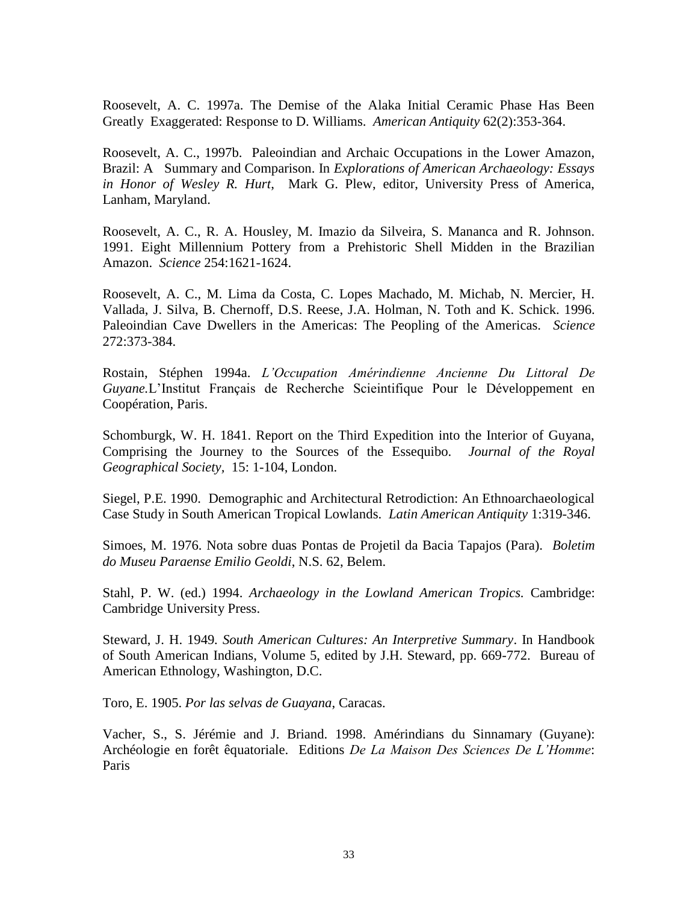Roosevelt, A. C. 1997a. The Demise of the Alaka Initial Ceramic Phase Has Been Greatly Exaggerated: Response to D. Williams. *American Antiquity* 62(2):353-364.

Roosevelt, A. C., 1997b. Paleoindian and Archaic Occupations in the Lower Amazon, Brazil: A Summary and Comparison. In *Explorations of American Archaeology: Essays in Honor of Wesley R. Hurt*, Mark G. Plew, editor, University Press of America, Lanham, Maryland.

Roosevelt, A. C., R. A. Housley, M. Imazio da Silveira, S. Mananca and R. Johnson. 1991. Eight Millennium Pottery from a Prehistoric Shell Midden in the Brazilian Amazon. *Science* 254:1621-1624.

Roosevelt, A. C., M. Lima da Costa, C. Lopes Machado, M. Michab, N. Mercier, H. Vallada, J. Silva, B. Chernoff, D.S. Reese, J.A. Holman, N. Toth and K. Schick. 1996. Paleoindian Cave Dwellers in the Americas: The Peopling of the Americas. *Science* 272:373-384.

Rostain, Stéphen 1994a. *L'Occupation Amérindienne Ancienne Du Littoral De Guyane.* L'Institut Français de Recherche Scieintifique Pour le Développement en Coopération, Paris.

Schomburgk, W. H. 1841. Report on the Third Expedition into the Interior of Guyana, Comprising the Journey to the Sources of the Essequibo. *Journal of the Royal Geographical Society*, 15: 1-104, London.

Siegel, P.E. 1990. Demographic and Architectural Retrodiction: An Ethnoarchaeological Case Study in South American Tropical Lowlands. *Latin American Antiquity* 1:319-346.

Simoes, M. 1976. Nota sobre duas Pontas de Projetil da Bacia Tapajos (Para). *Boletim do Museu Paraense Emilio Geoldi*, N.S. 62, Belem.

Stahl, P. W. (ed.) 1994. *Archaeology in the Lowland American Tropics.* Cambridge: Cambridge University Press.

Steward, J. H. 1949. *South American Cultures: An Interpretive Summary*. In Handbook of South American Indians, Volume 5, edited by J.H. Steward, pp. 669-772. Bureau of American Ethnology, Washington, D.C.

Toro, E. 1905. *Por las selvas de Guayana*, Caracas.

Vacher, S., S. Jérémie and J. Briand. 1998. Amérindians du Sinnamary (Guyane): Archéologie en forêt êquatoriale. Editions *De La Maison Des Sciences De L'Homme*: Paris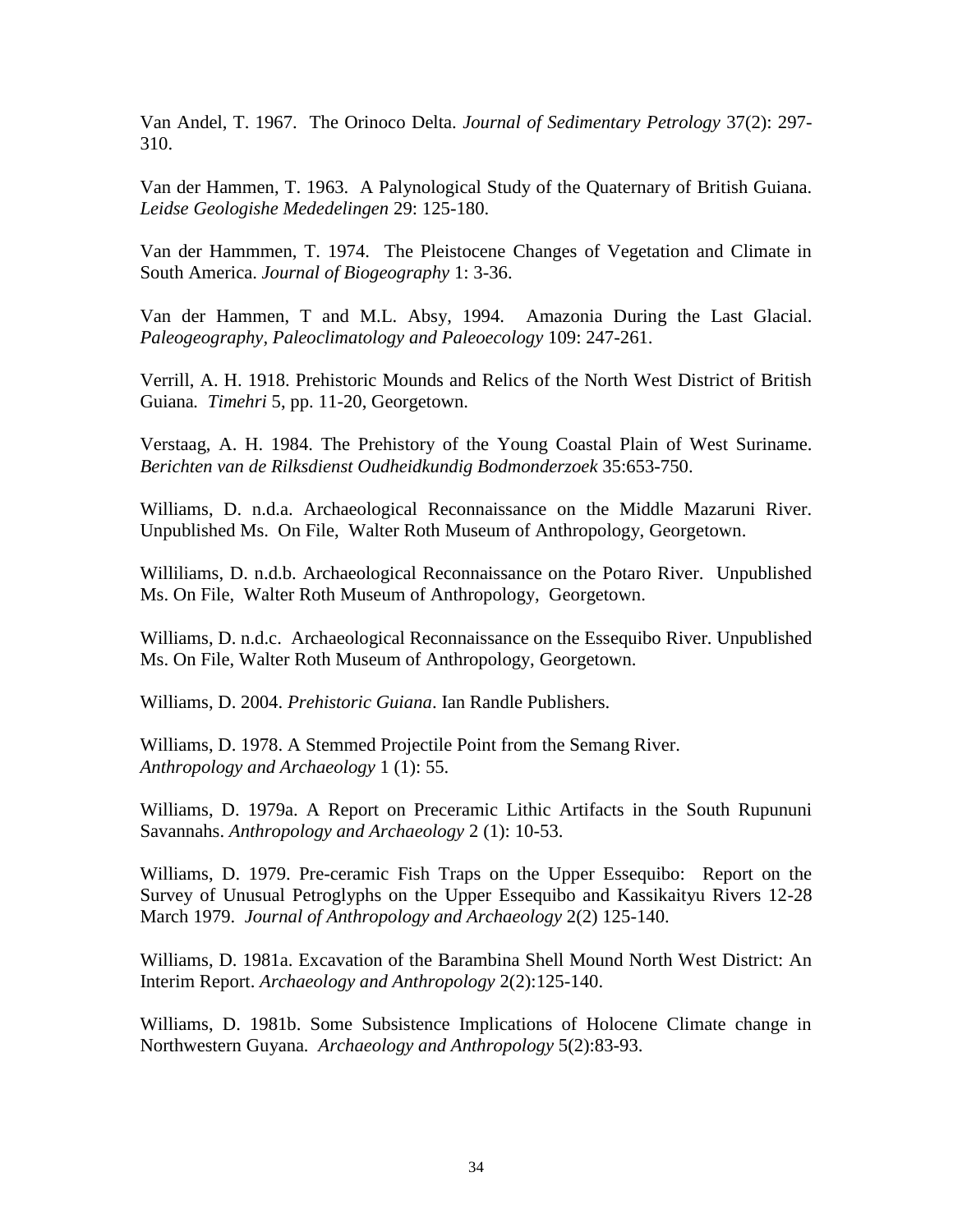Van Andel, T. 1967. The Orinoco Delta. *Journal of Sedimentary Petrology* 37(2): 297-310.

Van der Hammen, T. 1963. A Palynological Study of the Quaternary of British Guiana. *Leidse Geologishe Mededelingen* 29: 125-180.

Van der Hammmen, T. 1974. The Pleistocene Changes of Vegetation and Climate in South America. *Journal of Biogeography* 1: 3-36.

Van der Hammen, T and M.L. Absy, 1994. Amazonia During the Last Glacial. *Paleogeography, Paleoclimatology and Paleoecology* 109: 247-261.

Verrill, A. H. 1918. Prehistoric Mounds and Relics of the North West District of British Guiana. *Timehri* 5, pp. 11-20, Georgetown.

Verstaag, A. H. 1984. The Prehistory of the Young Coastal Plain of West Suriname. *Berichten van de Rilksdienst Oudheidkundig Bodmonderzoek* 35:653-750.

Williams, D. n.d.a. Archaeological Reconnaissance on the Middle Mazaruni River. Unpublished Ms. On File, Walter Roth Museum of Anthropology, Georgetown.

Willliams, D. n.d.b. Archaeological Reconnaissance on the Potaro River. Unpublished Ms. On File, Walter Roth Museum of Anthropology, Georgetown.

Williams, D. n.d.c. Archaeological Reconnaissance on the Essequibo River. Unpublished Ms. On File, Walter Roth Museum of Anthropology, Georgetown.

Williams, D. 2004. *Prehistoric Guiana*. Ian Randle Publishers.

Williams, D. 1978. A Stemmed Projectile Point from the Semang River. *Anthropology and Archaeology* 1 (1): 55.

Williams, D. 1979a. A Report on Preceramic Lithic Artifacts in the South Rupununi Savannahs. *Anthropology and Archaeology* 2 (1): 10-53.

Williams, D. 1979. Pre-ceramic Fish Traps on the Upper Essequibo: Report on the Survey of Unusual Petroglyphs on the Upper Essequibo and Kassikaityu Rivers 12-28 March 1979. *Journal of Anthropology and Archaeology* 2(2) 125-140.

Williams, D. 1981a. Excavation of the Barambina Shell Mound North West District: An Interim Report. *Archaeology and Anthropology* 2(2):125-140.

Williams, D. 1981b. Some Subsistence Implications of Holocene Climate change in Northwestern Guyana. *Archaeology and Anthropology* 5(2):83-93.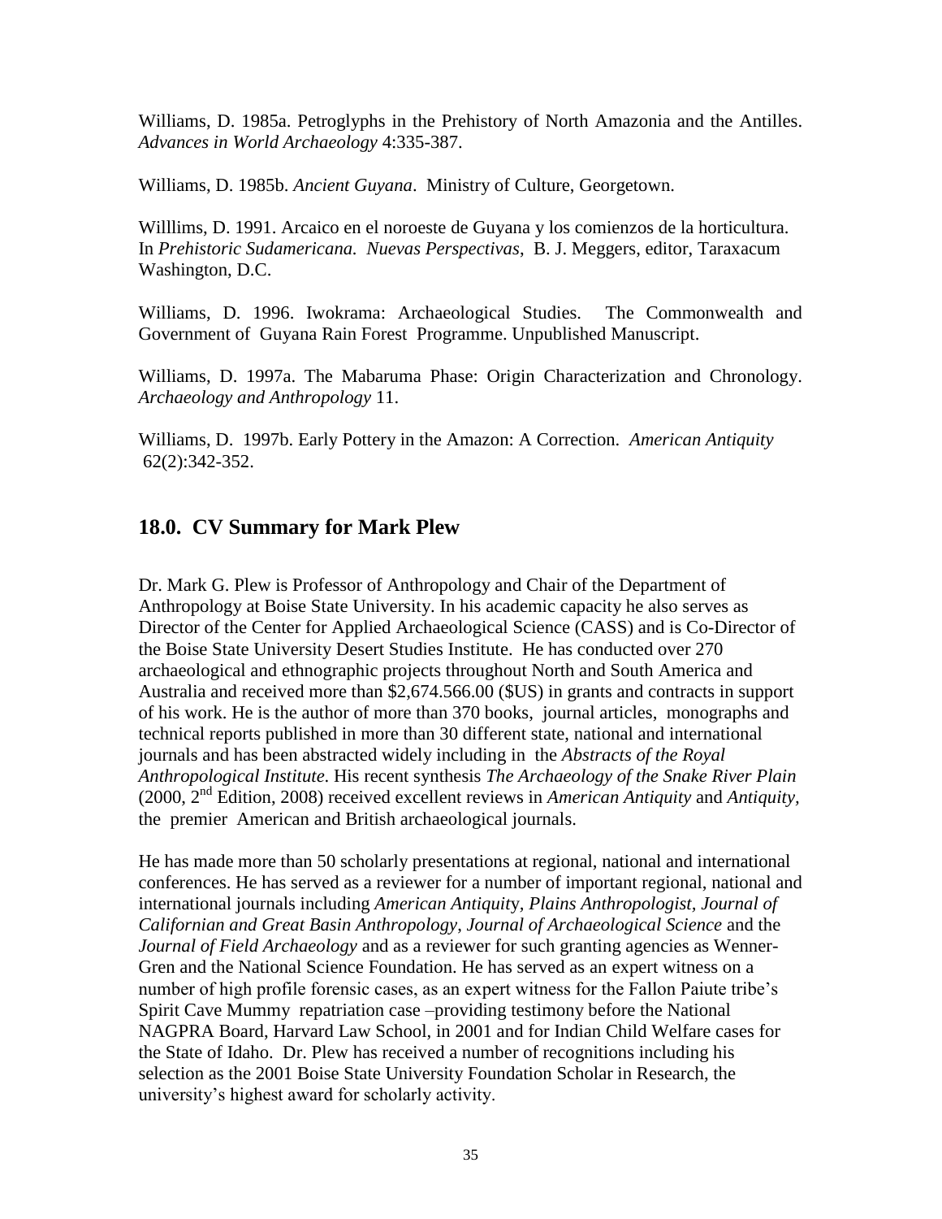Williams, D. 1985a. Petroglyphs in the Prehistory of North Amazonia and the Antilles. *Advances in World Archaeology* 4:335-387.

Williams, D. 1985b. *Ancient Guyana*. Ministry of Culture, Georgetown.

Willlims, D. 1991. Arcaico en el noroeste de Guyana y los comienzos de la horticultura. In *Prehistoric Sudamericana. Nuevas Perspectivas*, B. J. Meggers, editor, Taraxacum Washington, D.C.

Williams, D. 1996. Iwokrama: Archaeological Studies. The Commonwealth and Government of Guyana Rain Forest Programme. Unpublished Manuscript.

Williams, D. 1997a. The Mabaruma Phase: Origin Characterization and Chronology. *Archaeology and Anthropology* 11.

Williams, D. 1997b. Early Pottery in the Amazon: A Correction. *American Antiquity* 62(2):342-352.

## 18.0. CV Summary for Mark Plew

Dr. Mark G. Plew is Professor of Anthropology and Chair of the Department of Anthropology at Boise State University. In his academic capacity he also serves as Director of the Center for Applied Archaeological Science (CASS) and is Co-Director of the Boise State University Desert Studies Institute. He has conducted over 270 archaeological and ethnographic projects throughout North and South America and Australia and received more than $2,674.566.00 ($US) in grants and contracts in support of his work. He is the author of more than 370 books, journal articles, monographs and technical reports published in more than 30 different state, national and international journals and has been abstracted widely including in the *Abstracts of the Royal Anthropological Institute*. His recent synthesis *The Archaeology of the Snake River Plain* (2000, 2nd Edition, 2008) received excellent reviews in *American Antiquity* and *Antiquity*, the premier American and British archaeological journals.

He has made more than 50 scholarly presentations at regional, national and international conferences. He has served as a reviewer for a number of important regional, national and international journals including *American Antiquity*, *Plains Anthropologist, Journal of Californian and Great Basin Anthropology*, *Journal of Archaeological Science* and the *Journal of Field Archaeology* and as a reviewer for such granting agencies as Wenner-Gren and the National Science Foundation. He has served as an expert witness on a number of high profile forensic cases, as an expert witness for the Fallon Paiute tribe's Spirit Cave Mummy repatriation case –providing testimony before the National NAGPRA Board, Harvard Law School, in 2001 and for Indian Child Welfare cases for the State of Idaho. Dr. Plew has received a number of recognitions including his selection as the 2001 Boise State University Foundation Scholar in Research, the university's highest award for scholarly activity.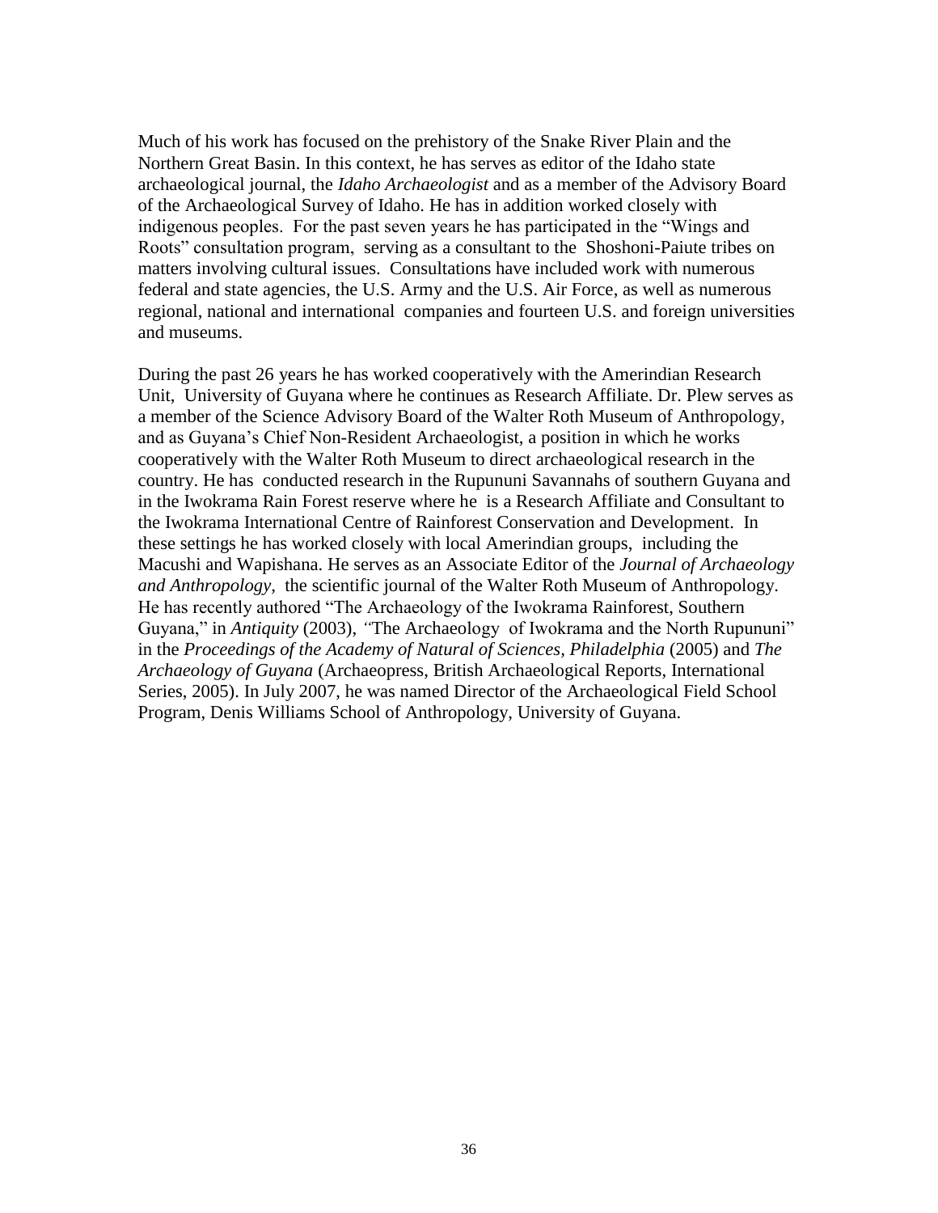Much of his work has focused on the prehistory of the Snake River Plain and the Northern Great Basin. In this context, he has serves as editor of the Idaho state archaeological journal, the *Idaho Archaeologist* and as a member of the Advisory Board of the Archaeological Survey of Idaho. He has in addition worked closely with indigenous peoples. For the past seven years he has participated in the "Wings and Roots" consultation program, serving as a consultant to the Shoshoni-Paiute tribes on matters involving cultural issues. Consultations have included work with numerous federal and state agencies, the U.S. Army and the U.S. Air Force, as well as numerous regional, national and international companies and fourteen U.S. and foreign universities and museums.

During the past 26 years he has worked cooperatively with the Amerindian Research Unit, University of Guyana where he continues as Research Affiliate. Dr. Plew serves as a member of the Science Advisory Board of the Walter Roth Museum of Anthropology, and as Guyana's Chief Non-Resident Archaeologist, a position in which he works cooperatively with the Walter Roth Museum to direct archaeological research in the country. He has conducted research in the Rupununi Savannahs of southern Guyana and in the Iwokrama Rain Forest reserve where he is a Research Affiliate and Consultant to the Iwokrama International Centre of Rainforest Conservation and Development. In these settings he has worked closely with local Amerindian groups, including the Macushi and Wapishana. He serves as an Associate Editor of the *Journal of Archaeology and Anthropology*, the scientific journal of the Walter Roth Museum of Anthropology. He has recently authored "The Archaeology of the Iwokrama Rainforest, Southern Guyana," in *Antiquity* (2003), "The Archaeology of Iwokrama and the North Rupununi" in the *Proceedings of the Academy of Natural of Sciences, Philadelphia* (2005) and *The Archaeology of Guyana* (Archaeopress, British Archaeological Reports, International Series, 2005). In July 2007, he was named Director of the Archaeological Field School Program, Denis Williams School of Anthropology, University of Guyana.